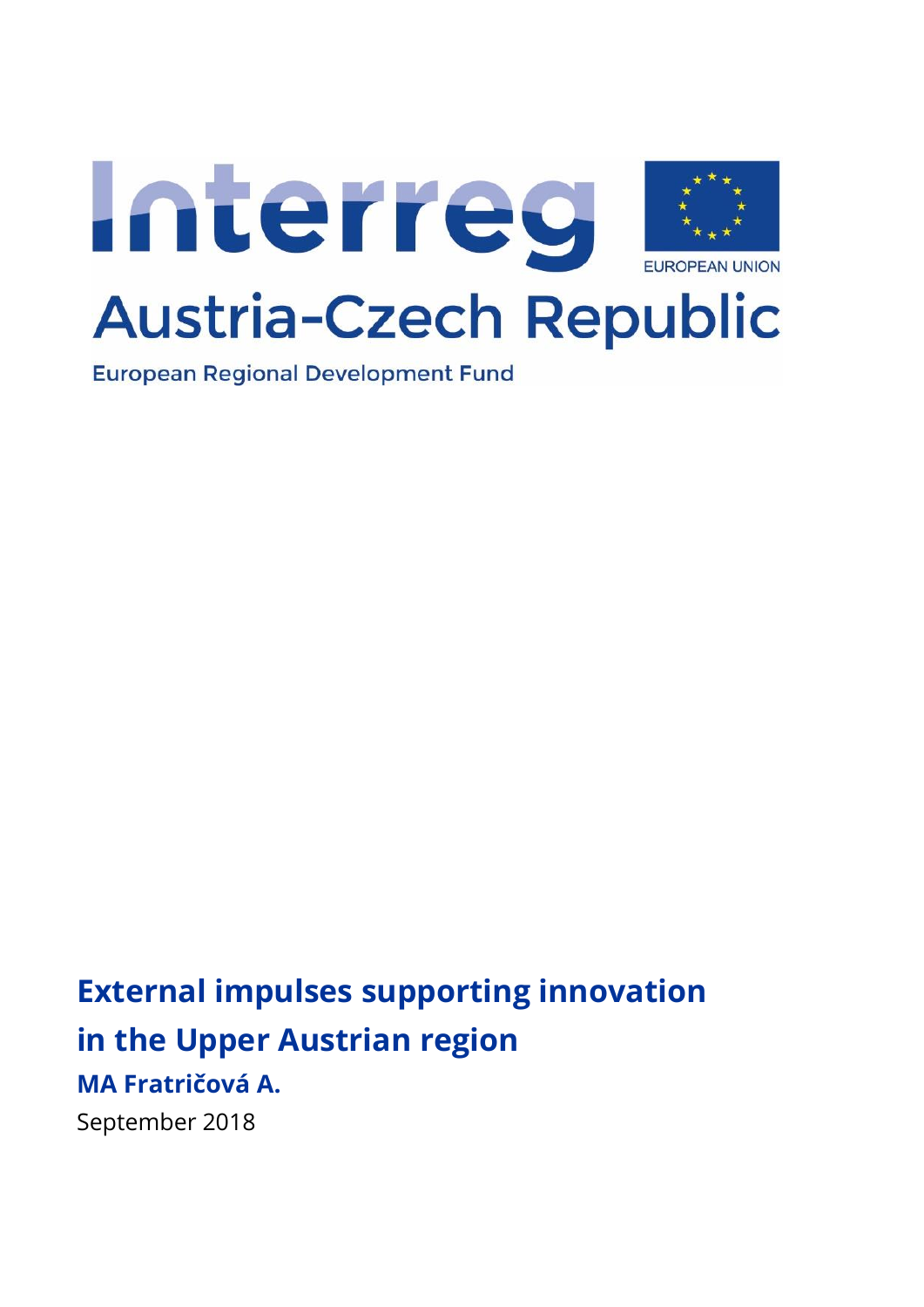Interreg

EUROPEAN UNION

Austria-Czech Republic

European Regional Development Fund

# External impulses supporting innovation in the Upper Austrian region

**MA Fratričová A.**

September 2018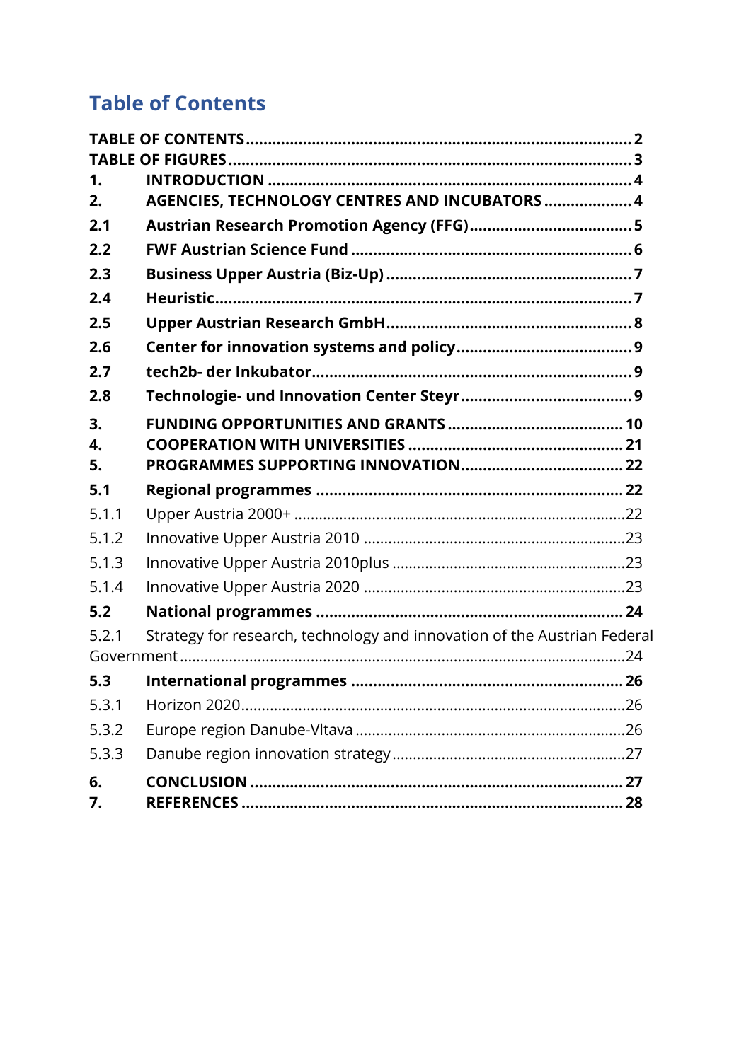# Table of Contents

**TABLE OF CONTENTS** .......... **2**
**TABLE OF FIGURES** .......... **3**
**1. INTRODUCTION** .......... **4**
**2. AGENCIES, TECHNOLOGY CENTRES AND INCUBATORS** .......... **4**
**2.1 Austrian Research Promotion Agency (FFG)** .......... **5**
**2.2 FWF Austrian Science Fund** .......... **6**
**2.3 Business Upper Austria (Biz-Up)** .......... **7**
**2.4 Heuristic** .......... **7**
**2.5 Upper Austrian Research GmbH** .......... **8**
**2.6 Center for innovation systems and policy** .......... **9**
**2.7 tech2b- der Inkubator** .......... **9**
**2.8 Technologie- und Innovation Center Steyr** .......... **9**
**3. FUNDING OPPORTUNITIES AND GRANTS** .......... **10**
**4. COOPERATION WITH UNIVERSITIES** .......... **21**
**5. PROGRAMMES SUPPORTING INNOVATION** .......... **22**
**5.1 Regional programmes** .......... **22**
5.1.1 Upper Austria 2000+ .......... 22
5.1.2 Innovative Upper Austria 2010 .......... 23
5.1.3 Innovative Upper Austria 2010plus .......... 23
5.1.4 Innovative Upper Austria 2020 .......... 23
**5.2 National programmes** .......... **24**
5.2.1 Strategy for research, technology and innovation of the Austrian Federal Government .......... 24
**5.3 International programmes** .......... **26**
5.3.1 Horizon 2020 .......... 26
5.3.2 Europe region Danube-Vltava .......... 26
5.3.3 Danube region innovation strategy .......... 27
**6. CONCLUSION** .......... **27**
**7. REFERENCES** .......... **28**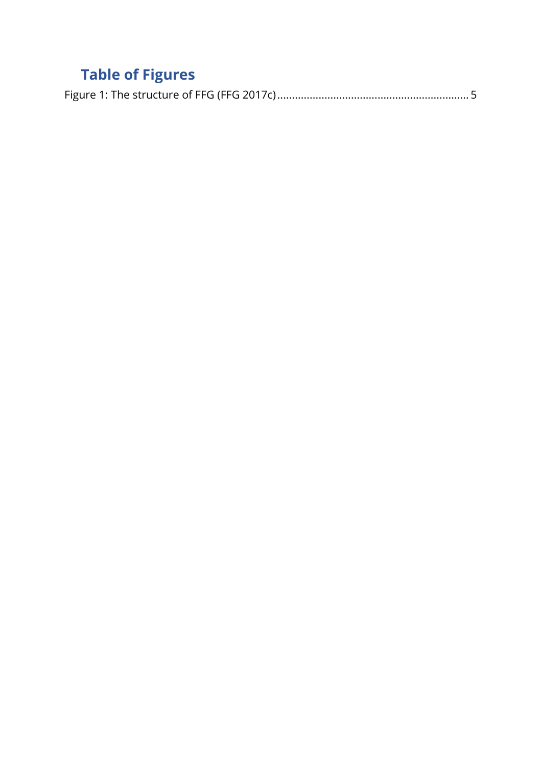# Table of Figures

Figure 1: The structure of FFG (FFG 2017c) ............................................................... 5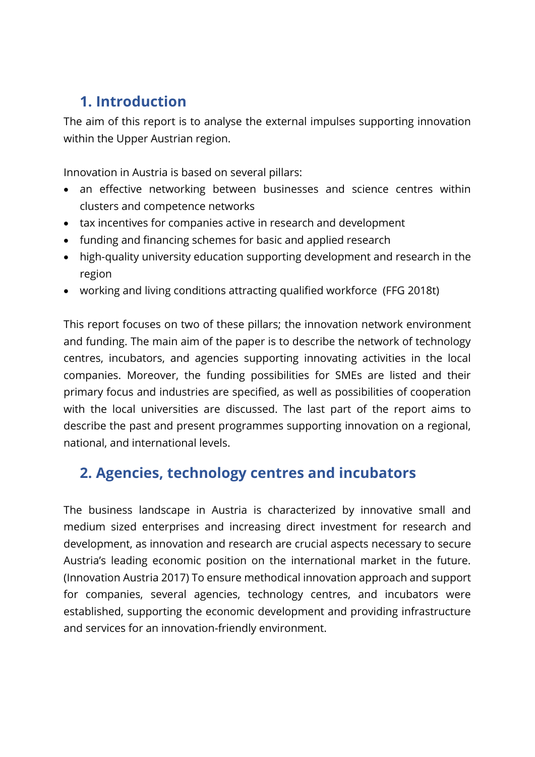## 1. Introduction

The aim of this report is to analyse the external impulses supporting innovation within the Upper Austrian region.

Innovation in Austria is based on several pillars:

- an effective networking between businesses and science centres within clusters and competence networks
- tax incentives for companies active in research and development
- funding and financing schemes for basic and applied research
- high-quality university education supporting development and research in the region
- working and living conditions attracting qualified workforce (FFG 2018t)

This report focuses on two of these pillars; the innovation network environment and funding. The main aim of the paper is to describe the network of technology centres, incubators, and agencies supporting innovating activities in the local companies. Moreover, the funding possibilities for SMEs are listed and their primary focus and industries are specified, as well as possibilities of cooperation with the local universities are discussed. The last part of the report aims to describe the past and present programmes supporting innovation on a regional, national, and international levels.

## 2. Agencies, technology centres and incubators

The business landscape in Austria is characterized by innovative small and medium sized enterprises and increasing direct investment for research and development, as innovation and research are crucial aspects necessary to secure Austria's leading economic position on the international market in the future. (Innovation Austria 2017) To ensure methodical innovation approach and support for companies, several agencies, technology centres, and incubators were established, supporting the economic development and providing infrastructure and services for an innovation-friendly environment.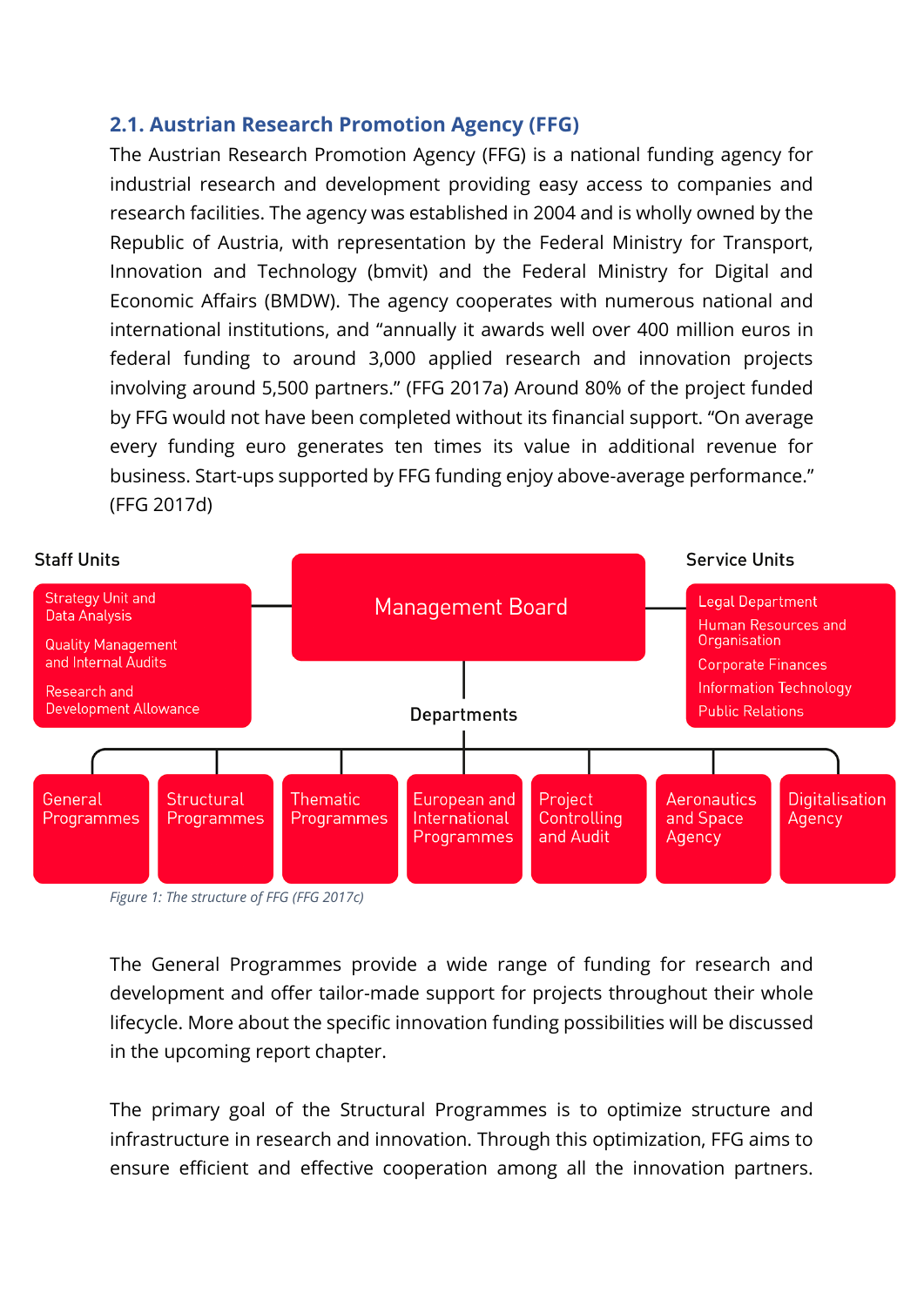## 2.1. Austrian Research Promotion Agency (FFG)

The Austrian Research Promotion Agency (FFG) is a national funding agency for industrial research and development providing easy access to companies and research facilities. The agency was established in 2004 and is wholly owned by the Republic of Austria, with representation by the Federal Ministry for Transport, Innovation and Technology (bmvit) and the Federal Ministry for Digital and Economic Affairs (BMDW). The agency cooperates with numerous national and international institutions, and “annually it awards well over 400 million euros in federal funding to around 3,000 applied research and innovation projects involving around 5,500 partners.” (FFG 2017a) Around 80% of the project funded by FFG would not have been completed without its financial support. “On average every funding euro generates ten times its value in additional revenue for business. Start-ups supported by FFG funding enjoy above-average performance.” (FFG 2017d)

**Management Board**

**Staff Units**
- Strategy Unit and Data Analysis
- Quality Management and Internal Audits
- Research and Development Allowance

**Service Units**
- Legal Department
- Human Resources and Organisation
- Corporate Finances
- Information Technology
- Public Relations

**Departments**
- General Programmes
- Structural Programmes
- Thematic Programmes
- European and International Programmes
- Project Controlling and Audit
- Aeronautics and Space Agency
- Digitalisation Agency

*Figure 1: The structure of FFG (FFG 2017c)*

The General Programmes provide a wide range of funding for research and development and offer tailor-made support for projects throughout their whole lifecycle. More about the specific innovation funding possibilities will be discussed in the upcoming report chapter.

The primary goal of the Structural Programmes is to optimize structure and infrastructure in research and innovation. Through this optimization, FFG aims to ensure efficient and effective cooperation among all the innovation partners.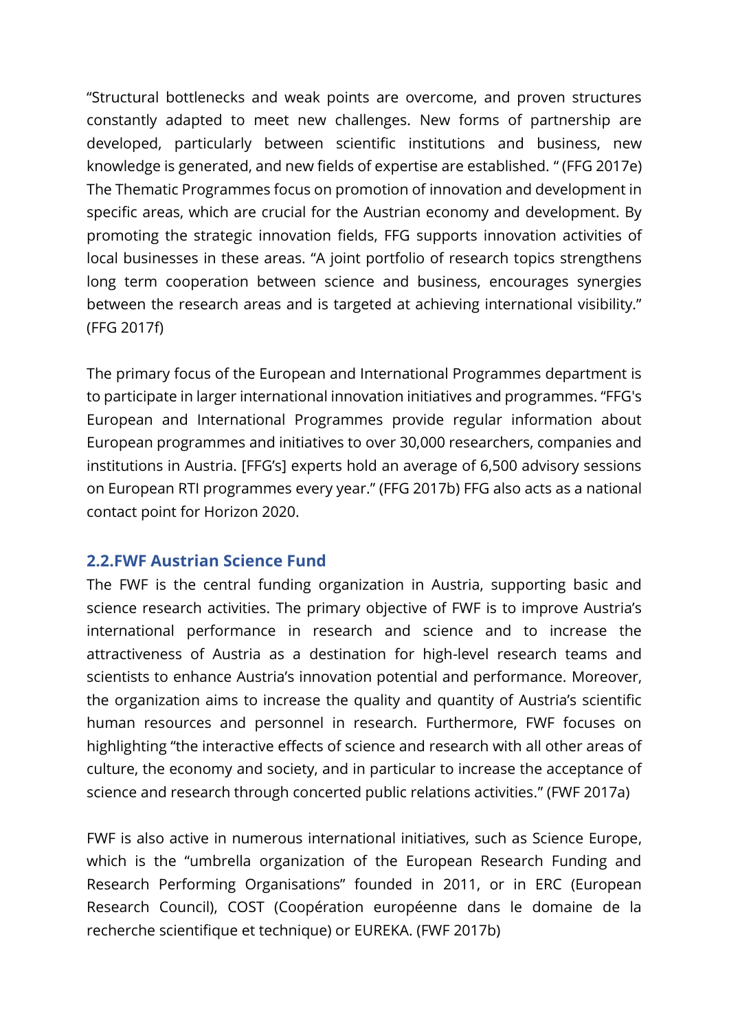"Structural bottlenecks and weak points are overcome, and proven structures constantly adapted to meet new challenges. New forms of partnership are developed, particularly between scientific institutions and business, new knowledge is generated, and new fields of expertise are established. " (FFG 2017e) The Thematic Programmes focus on promotion of innovation and development in specific areas, which are crucial for the Austrian economy and development. By promoting the strategic innovation fields, FFG supports innovation activities of local businesses in these areas. "A joint portfolio of research topics strengthens long term cooperation between science and business, encourages synergies between the research areas and is targeted at achieving international visibility." (FFG 2017f)

The primary focus of the European and International Programmes department is to participate in larger international innovation initiatives and programmes. "FFG's European and International Programmes provide regular information about European programmes and initiatives to over 30,000 researchers, companies and institutions in Austria. [FFG's] experts hold an average of 6,500 advisory sessions on European RTI programmes every year." (FFG 2017b) FFG also acts as a national contact point for Horizon 2020.

## 2.2.FWF Austrian Science Fund

The FWF is the central funding organization in Austria, supporting basic and science research activities. The primary objective of FWF is to improve Austria's international performance in research and science and to increase the attractiveness of Austria as a destination for high-level research teams and scientists to enhance Austria's innovation potential and performance. Moreover, the organization aims to increase the quality and quantity of Austria's scientific human resources and personnel in research. Furthermore, FWF focuses on highlighting "the interactive effects of science and research with all other areas of culture, the economy and society, and in particular to increase the acceptance of science and research through concerted public relations activities." (FWF 2017a)

FWF is also active in numerous international initiatives, such as Science Europe, which is the "umbrella organization of the European Research Funding and Research Performing Organisations" founded in 2011, or in ERC (European Research Council), COST (Coopération européenne dans le domaine de la recherche scientifique et technique) or EUREKA. (FWF 2017b)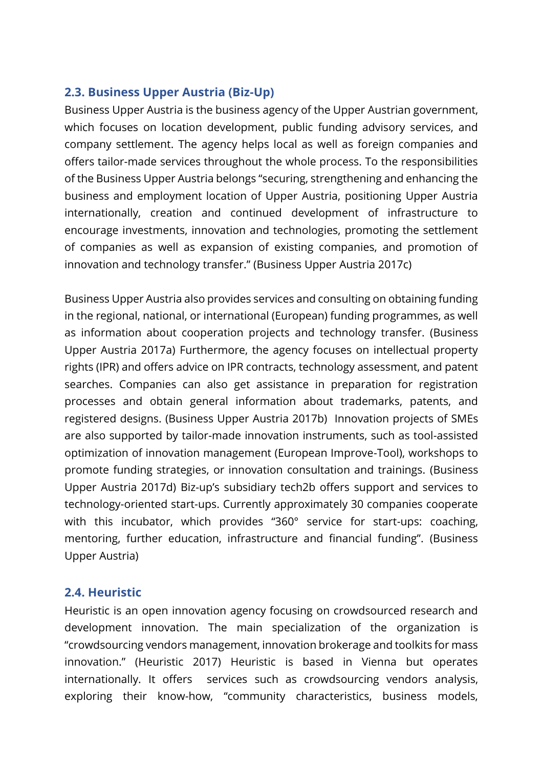### 2.3. Business Upper Austria (Biz-Up)

Business Upper Austria is the business agency of the Upper Austrian government, which focuses on location development, public funding advisory services, and company settlement. The agency helps local as well as foreign companies and offers tailor-made services throughout the whole process. To the responsibilities of the Business Upper Austria belongs "securing, strengthening and enhancing the business and employment location of Upper Austria, positioning Upper Austria internationally, creation and continued development of infrastructure to encourage investments, innovation and technologies, promoting the settlement of companies as well as expansion of existing companies, and promotion of innovation and technology transfer." (Business Upper Austria 2017c)

Business Upper Austria also provides services and consulting on obtaining funding in the regional, national, or international (European) funding programmes, as well as information about cooperation projects and technology transfer. (Business Upper Austria 2017a) Furthermore, the agency focuses on intellectual property rights (IPR) and offers advice on IPR contracts, technology assessment, and patent searches. Companies can also get assistance in preparation for registration processes and obtain general information about trademarks, patents, and registered designs. (Business Upper Austria 2017b) Innovation projects of SMEs are also supported by tailor-made innovation instruments, such as tool-assisted optimization of innovation management (European Improve-Tool), workshops to promote funding strategies, or innovation consultation and trainings. (Business Upper Austria 2017d) Biz-up's subsidiary tech2b offers support and services to technology-oriented start-ups. Currently approximately 30 companies cooperate with this incubator, which provides "360° service for start-ups: coaching, mentoring, further education, infrastructure and financial funding". (Business Upper Austria)

### 2.4. Heuristic

Heuristic is an open innovation agency focusing on crowdsourced research and development innovation. The main specialization of the organization is "crowdsourcing vendors management, innovation brokerage and toolkits for mass innovation." (Heuristic 2017) Heuristic is based in Vienna but operates internationally. It offers services such as crowdsourcing vendors analysis, exploring their know-how, "community characteristics, business models,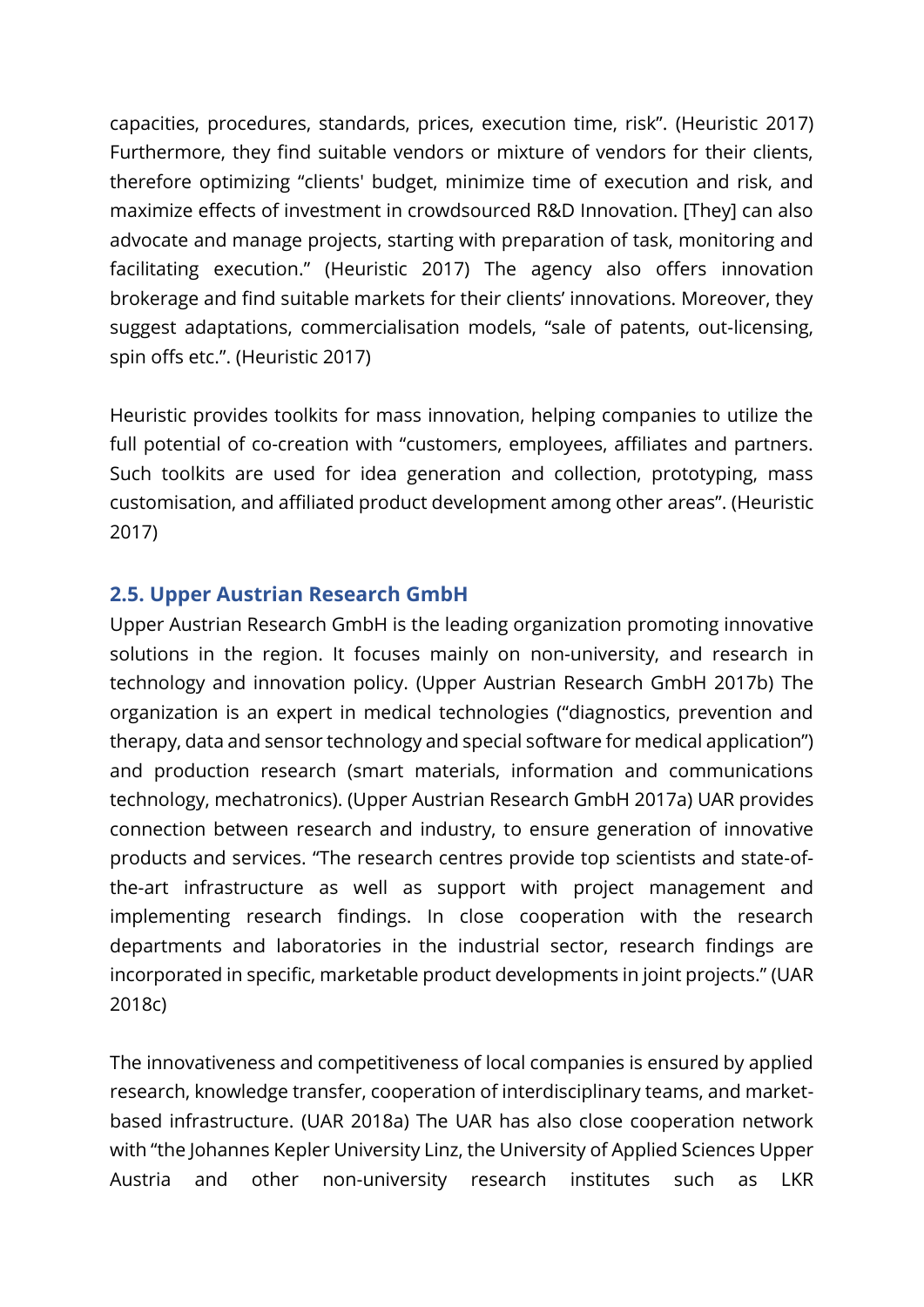capacities, procedures, standards, prices, execution time, risk". (Heuristic 2017) Furthermore, they find suitable vendors or mixture of vendors for their clients, therefore optimizing "clients' budget, minimize time of execution and risk, and maximize effects of investment in crowdsourced R&D Innovation. [They] can also advocate and manage projects, starting with preparation of task, monitoring and facilitating execution." (Heuristic 2017) The agency also offers innovation brokerage and find suitable markets for their clients' innovations. Moreover, they suggest adaptations, commercialisation models, "sale of patents, out-licensing, spin offs etc.". (Heuristic 2017)

Heuristic provides toolkits for mass innovation, helping companies to utilize the full potential of co-creation with "customers, employees, affiliates and partners. Such toolkits are used for idea generation and collection, prototyping, mass customisation, and affiliated product development among other areas". (Heuristic 2017)

## 2.5. Upper Austrian Research GmbH

Upper Austrian Research GmbH is the leading organization promoting innovative solutions in the region. It focuses mainly on non-university, and research in technology and innovation policy. (Upper Austrian Research GmbH 2017b) The organization is an expert in medical technologies ("diagnostics, prevention and therapy, data and sensor technology and special software for medical application") and production research (smart materials, information and communications technology, mechatronics). (Upper Austrian Research GmbH 2017a) UAR provides connection between research and industry, to ensure generation of innovative products and services. "The research centres provide top scientists and state-of-the-art infrastructure as well as support with project management and implementing research findings. In close cooperation with the research departments and laboratories in the industrial sector, research findings are incorporated in specific, marketable product developments in joint projects." (UAR 2018c)

The innovativeness and competitiveness of local companies is ensured by applied research, knowledge transfer, cooperation of interdisciplinary teams, and market-based infrastructure. (UAR 2018a) The UAR has also close cooperation network with "the Johannes Kepler University Linz, the University of Applied Sciences Upper Austria and other non-university research institutes such as LKR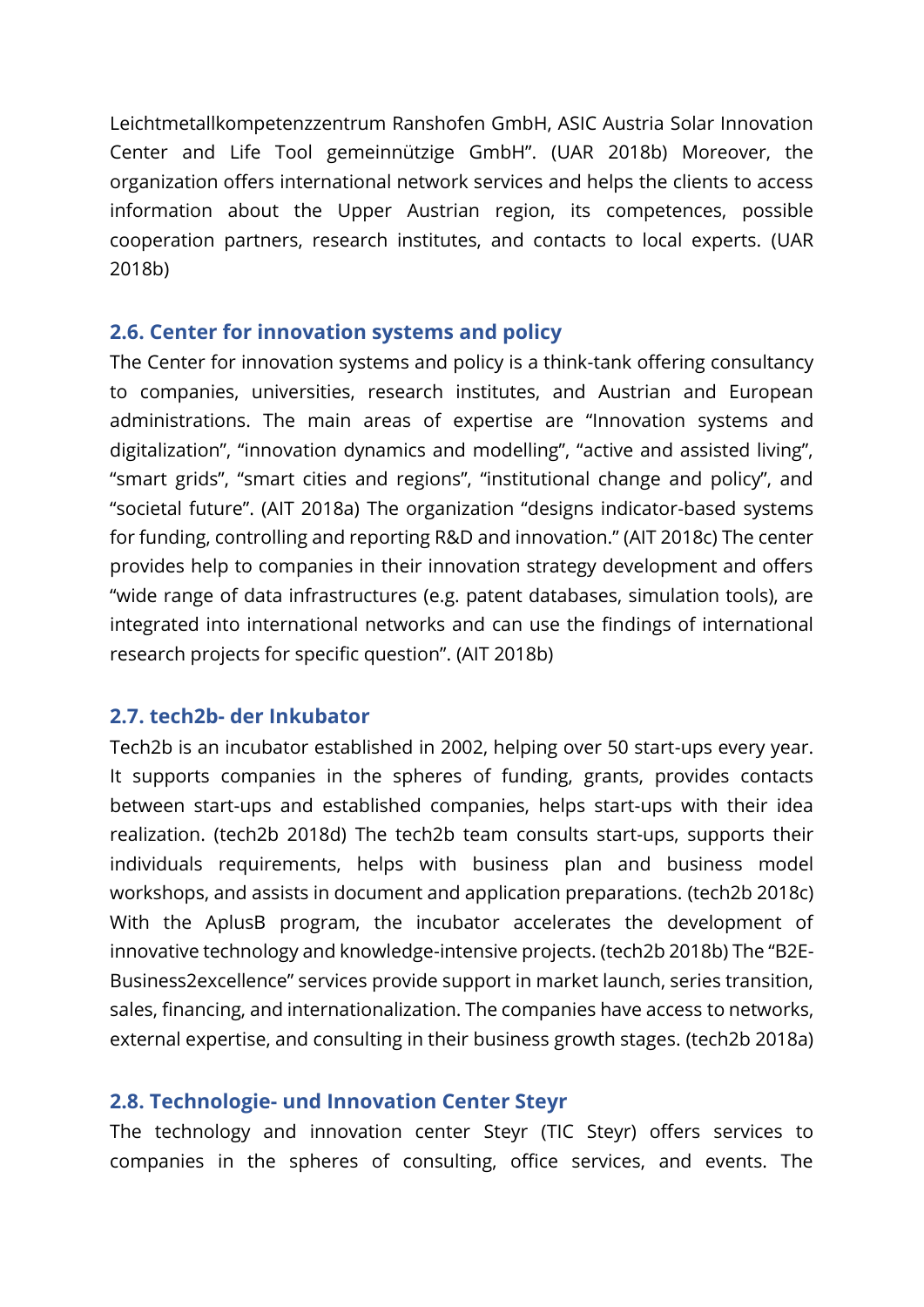Leichtmetallkompetenzzentrum Ranshofen GmbH, ASIC Austria Solar Innovation Center and Life Tool gemeinnützige GmbH". (UAR 2018b) Moreover, the organization offers international network services and helps the clients to access information about the Upper Austrian region, its competences, possible cooperation partners, research institutes, and contacts to local experts. (UAR 2018b)

## 2.6. Center for innovation systems and policy

The Center for innovation systems and policy is a think-tank offering consultancy to companies, universities, research institutes, and Austrian and European administrations. The main areas of expertise are "Innovation systems and digitalization", "innovation dynamics and modelling", "active and assisted living", "smart grids", "smart cities and regions", "institutional change and policy", and "societal future". (AIT 2018a) The organization "designs indicator-based systems for funding, controlling and reporting R&D and innovation." (AIT 2018c) The center provides help to companies in their innovation strategy development and offers "wide range of data infrastructures (e.g. patent databases, simulation tools), are integrated into international networks and can use the findings of international research projects for specific question". (AIT 2018b)

## 2.7. tech2b- der Inkubator

Tech2b is an incubator established in 2002, helping over 50 start-ups every year. It supports companies in the spheres of funding, grants, provides contacts between start-ups and established companies, helps start-ups with their idea realization. (tech2b 2018d) The tech2b team consults start-ups, supports their individuals requirements, helps with business plan and business model workshops, and assists in document and application preparations. (tech2b 2018c) With the AplusB program, the incubator accelerates the development of innovative technology and knowledge-intensive projects. (tech2b 2018b) The "B2E-Business2excellence" services provide support in market launch, series transition, sales, financing, and internationalization. The companies have access to networks, external expertise, and consulting in their business growth stages. (tech2b 2018a)

## 2.8. Technologie- und Innovation Center Steyr

The technology and innovation center Steyr (TIC Steyr) offers services to companies in the spheres of consulting, office services, and events. The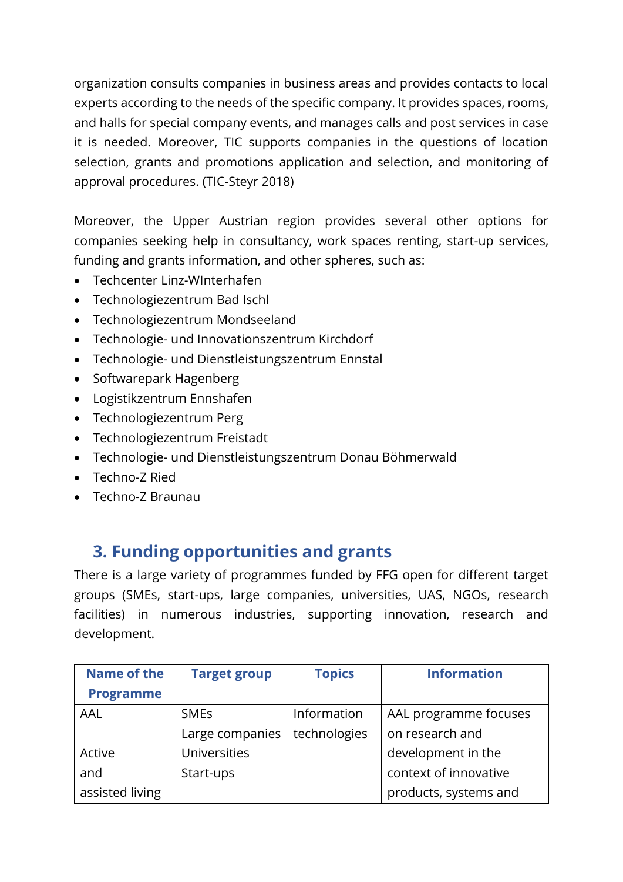organization consults companies in business areas and provides contacts to local experts according to the needs of the specific company. It provides spaces, rooms, and halls for special company events, and manages calls and post services in case it is needed. Moreover, TIC supports companies in the questions of location selection, grants and promotions application and selection, and monitoring of approval procedures. (TIC-Steyr 2018)

Moreover, the Upper Austrian region provides several other options for companies seeking help in consultancy, work spaces renting, start-up services, funding and grants information, and other spheres, such as:

- Techcenter Linz-WInterhafen
- Technologiezentrum Bad Ischl
- Technologiezentrum Mondseeland
- Technologie- und Innovationszentrum Kirchdorf
- Technologie- und Dienstleistungszentrum Ennstal
- Softwarepark Hagenberg
- Logistikzentrum Ennshafen
- Technologiezentrum Perg
- Technologiezentrum Freistadt
- Technologie- und Dienstleistungszentrum Donau Böhmerwald
- Techno-Z Ried
- Techno-Z Braunau

## 3. Funding opportunities and grants

There is a large variety of programmes funded by FFG open for different target groups (SMEs, start-ups, large companies, universities, UAS, NGOs, research facilities) in numerous industries, supporting innovation, research and development.

| Name of the Programme | Target group | Topics | Information |
|---|---|---|---|
| AAL<br><br>Active and assisted living | SMEs<br>Large companies<br>Universities<br>Start-ups | Information technologies | AAL programme focuses on research and development in the context of innovative products, systems and |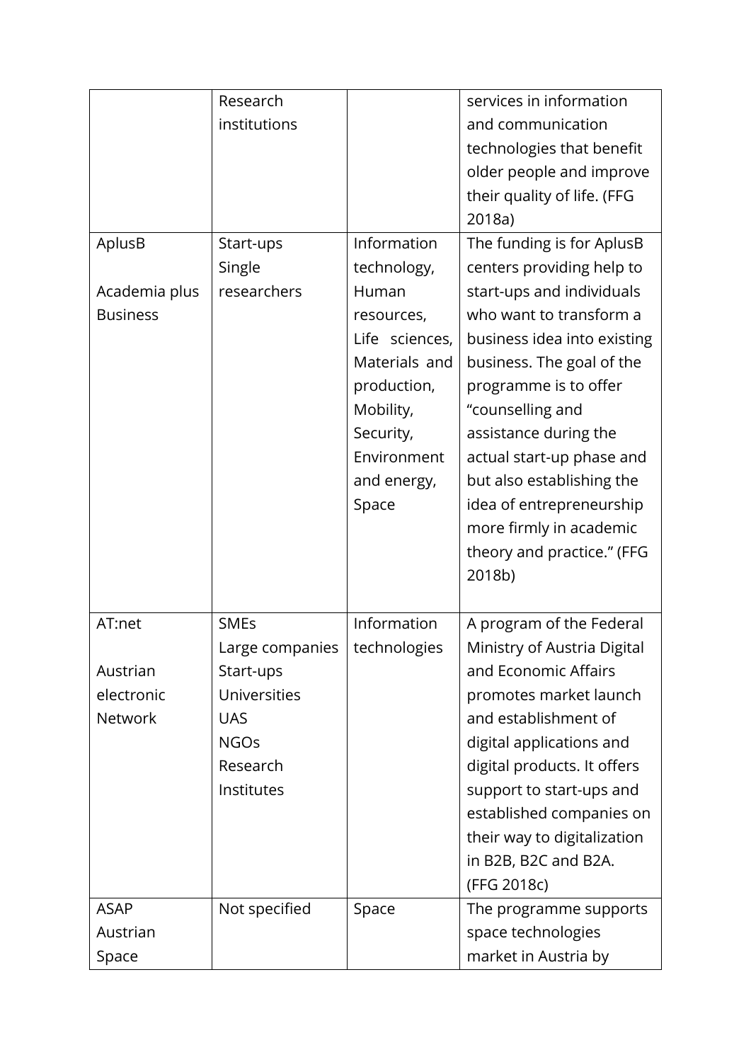| | | | |
|---|---|---|---|
| | Research institutions | | services in information and communication technologies that benefit older people and improve their quality of life. (FFG 2018a) |
| AplusB<br><br>Academia plus Business | Start-ups<br>Single researchers | Information technology, Human resources, Life sciences, Materials and production, Mobility, Security, Environment and energy, Space | The funding is for AplusB centers providing help to start-ups and individuals who want to transform a business idea into existing business. The goal of the programme is to offer “counselling and assistance during the actual start-up phase and but also establishing the idea of entrepreneurship more firmly in academic theory and practice.” (FFG 2018b) |
| AT:net<br><br>Austrian electronic Network | SMEs<br>Large companies<br>Start-ups<br>Universities<br>UAS<br>NGOs<br>Research Institutes | Information technologies | A program of the Federal Ministry of Austria Digital and Economic Affairs promotes market launch and establishment of digital applications and digital products. It offers support to start-ups and established companies on their way to digitalization in B2B, B2C and B2A. (FFG 2018c) |
| ASAP<br>Austrian Space | Not specified | Space | The programme supports space technologies market in Austria by |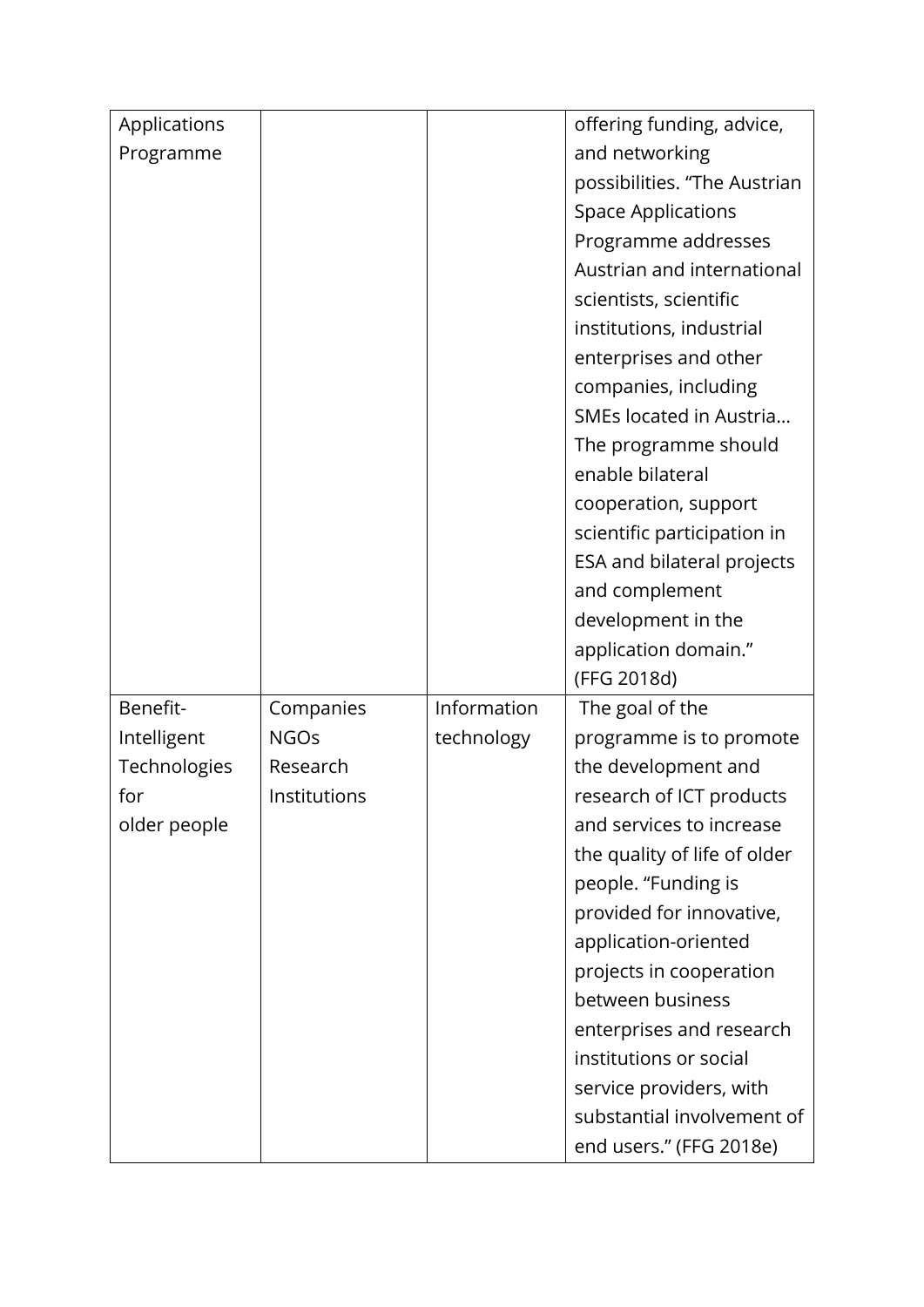| | | | |
|---|---|---|---|
| Applications Programme | | | offering funding, advice, and networking possibilities. "The Austrian Space Applications Programme addresses Austrian and international scientists, scientific institutions, industrial enterprises and other companies, including SMEs located in Austria… The programme should enable bilateral cooperation, support scientific participation in ESA and bilateral projects and complement development in the application domain." (FFG 2018d) |
| Benefit-Intelligent Technologies for older people | Companies NGOs Research Institutions | Information technology | The goal of the programme is to promote the development and research of ICT products and services to increase the quality of life of older people. "Funding is provided for innovative, application-oriented projects in cooperation between business enterprises and research institutions or social service providers, with substantial involvement of end users." (FFG 2018e) |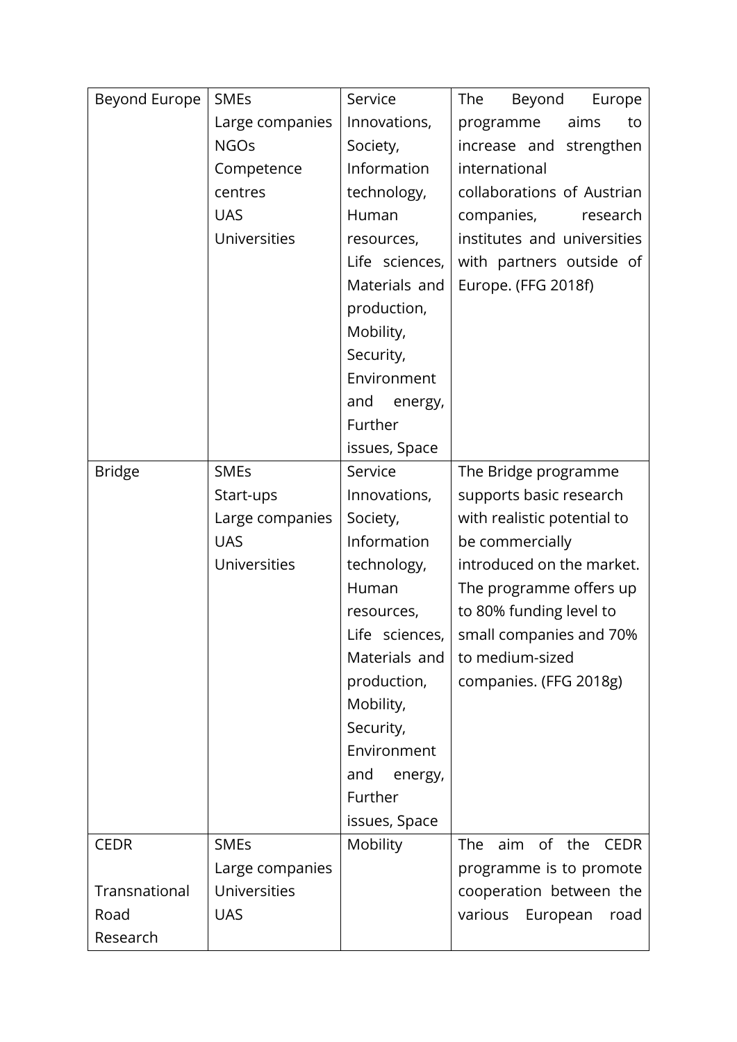| | | | |
|---|---|---|---|
| Beyond Europe | SMEs<br>Large companies<br>NGOs<br>Competence centres<br>UAS<br>Universities | Service Innovations, Society, Information technology, Human resources, Life sciences, Materials and production, Mobility, Security, Environment and energy, Further issues, Space | The Beyond Europe programme aims to increase and strengthen international collaborations of Austrian companies, research institutes and universities with partners outside of Europe. (FFG 2018f) |
| Bridge | SMEs<br>Start-ups<br>Large companies<br>UAS<br>Universities | Service Innovations, Society, Information technology, Human resources, Life sciences, Materials and production, Mobility, Security, Environment and energy, Further issues, Space | The Bridge programme supports basic research with realistic potential to be commercially introduced on the market. The programme offers up to 80% funding level to small companies and 70% to medium-sized companies. (FFG 2018g) |
| CEDR<br><br>Transnational Road Research | SMEs<br>Large companies<br>Universities<br>UAS | Mobility | The aim of the CEDR programme is to promote cooperation between the various European road |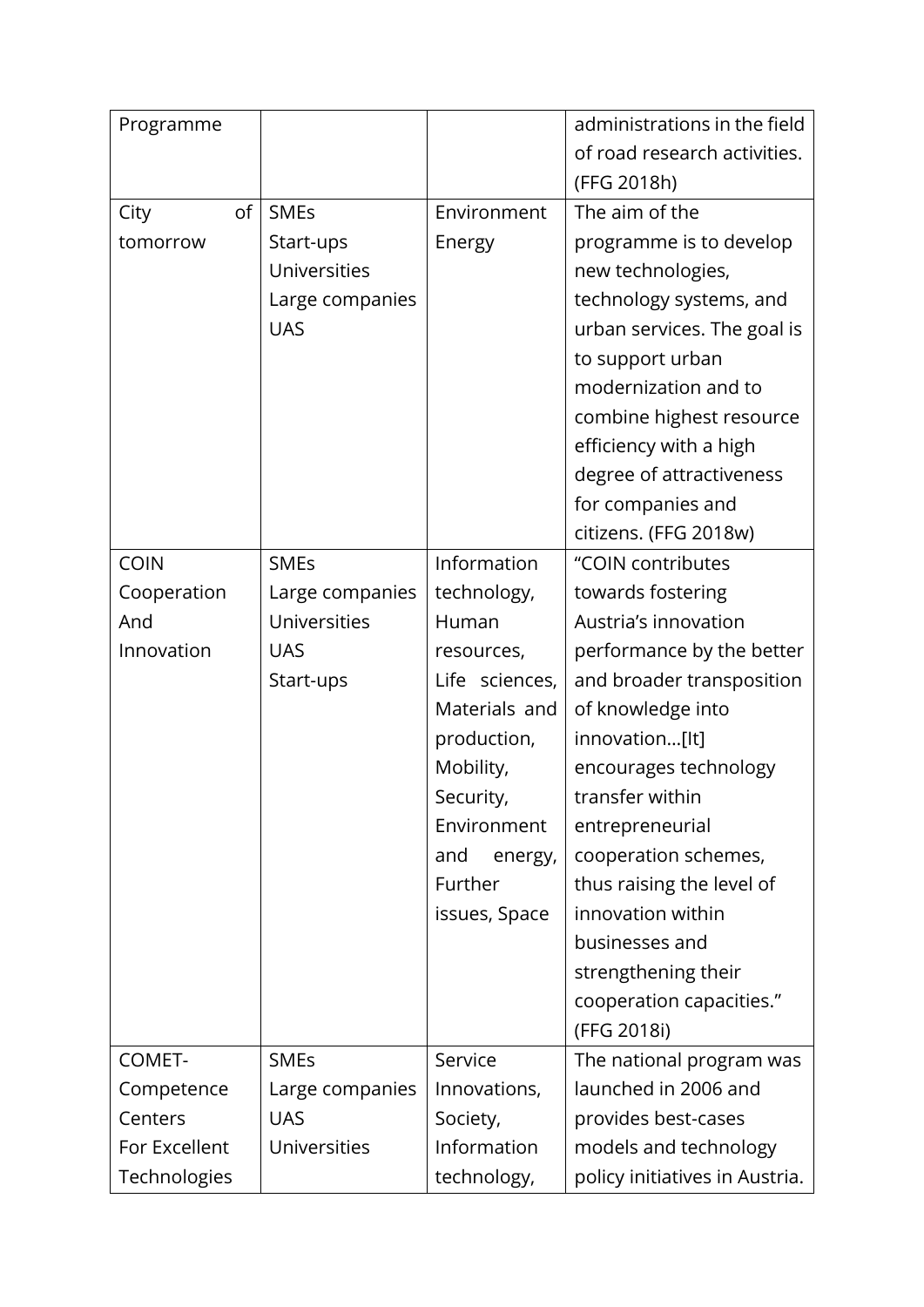| Programme | | | administrations in the field of road research activities. (FFG 2018h) |
|---|---|---|---|
| City of tomorrow | SMEs<br>Start-ups<br>Universities<br>Large companies<br>UAS | Environment<br>Energy | The aim of the programme is to develop new technologies, technology systems, and urban services. The goal is to support urban modernization and to combine highest resource efficiency with a high degree of attractiveness for companies and citizens. (FFG 2018w) |
| COIN Cooperation And Innovation | SMEs<br>Large companies<br>Universities<br>UAS<br>Start-ups | Information technology, Human resources, Life sciences, Materials and production, Mobility, Security, Environment and energy, Further issues, Space | "COIN contributes towards fostering Austria's innovation performance by the better and broader transposition of knowledge into innovation…[It] encourages technology transfer within entrepreneurial cooperation schemes, thus raising the level of innovation within businesses and strengthening their cooperation capacities." (FFG 2018i) |
| COMET- Competence Centers For Excellent Technologies | SMEs<br>Large companies<br>UAS<br>Universities | Service Innovations, Society, Information technology, | The national program was launched in 2006 and provides best-cases models and technology policy initiatives in Austria. |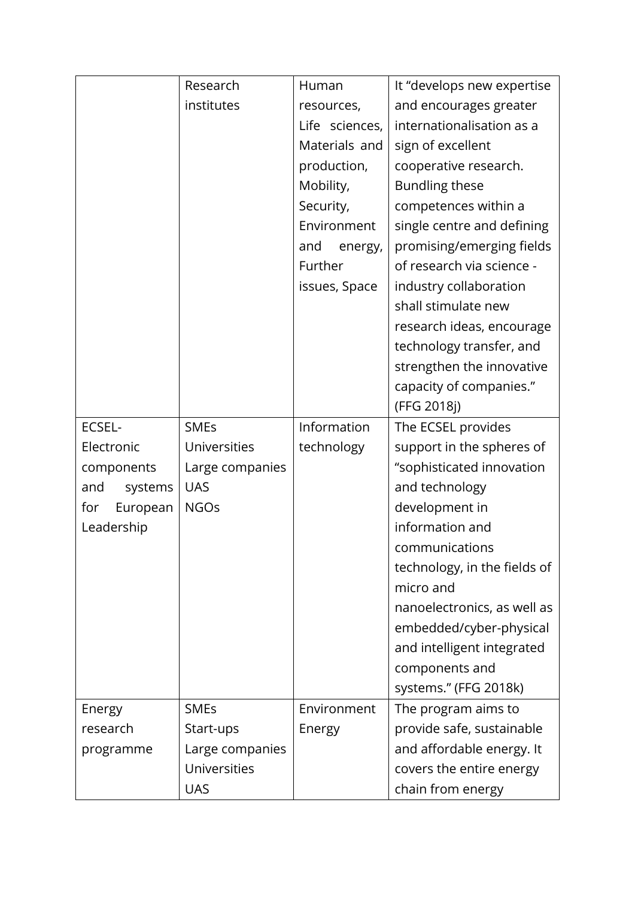| | | | |
|---|---|---|---|
| | Research institutes | Human resources, Life sciences, Materials and production, Mobility, Security, Environment and energy, Further issues, Space | It "develops new expertise and encourages greater internationalisation as a sign of excellent cooperative research. Bundling these competences within a single centre and defining promising/emerging fields of research via science - industry collaboration shall stimulate new research ideas, encourage technology transfer, and strengthen the innovative capacity of companies." (FFG 2018j) |
| ECSEL-Electronic components and systems for European Leadership | SMEs<br>Universities<br>Large companies<br>UAS<br>NGOs | Information technology | The ECSEL provides support in the spheres of "sophisticated innovation and technology development in information and communications technology, in the fields of micro and nanoelectronics, as well as embedded/cyber-physical and intelligent integrated components and systems." (FFG 2018k) |
| Energy research programme | SMEs<br>Start-ups<br>Large companies<br>Universities<br>UAS | Environment<br>Energy | The program aims to provide safe, sustainable and affordable energy. It covers the entire energy chain from energy |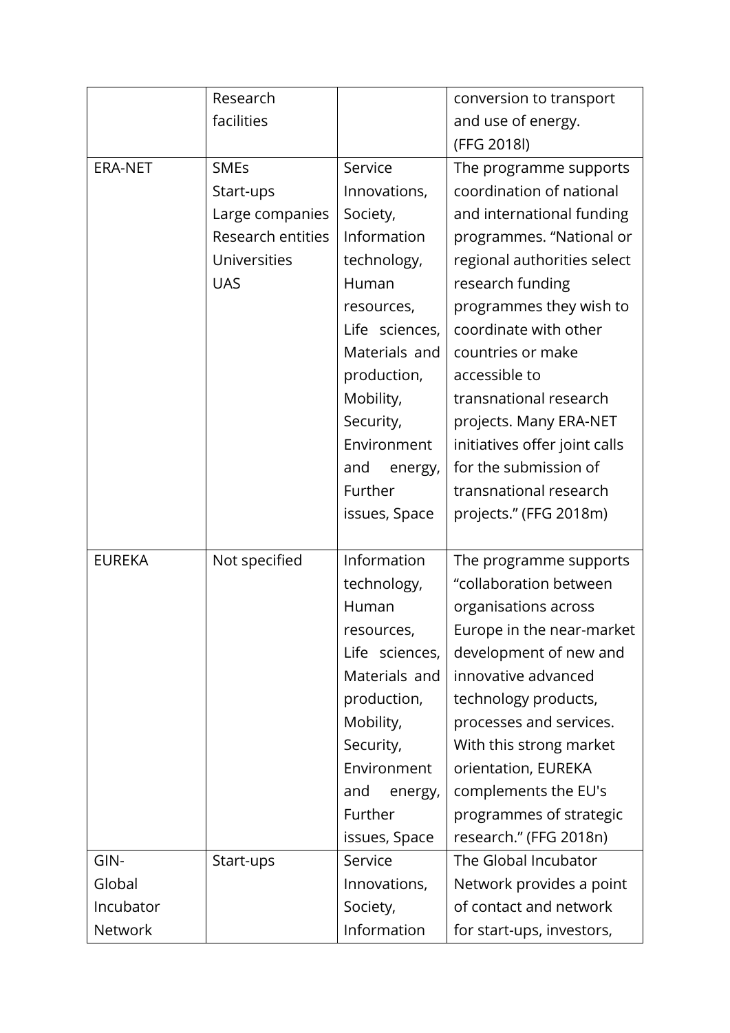| | | | |
|---|---|---|---|
| | Research facilities | | conversion to transport and use of energy. (FFG 2018l) |
| ERA-NET | SMEs<br>Start-ups<br>Large companies<br>Research entities<br>Universities<br>UAS | Service Innovations, Society, Information technology, Human resources, Life sciences, Materials and production, Mobility, Security, Environment and energy, Further issues, Space | The programme supports coordination of national and international funding programmes. "National or regional authorities select research funding programmes they wish to coordinate with other countries or make accessible to transnational research projects. Many ERA-NET initiatives offer joint calls for the submission of transnational research projects." (FFG 2018m) |
| EUREKA | Not specified | Information technology, Human resources, Life sciences, Materials and production, Mobility, Security, Environment and energy, Further issues, Space | The programme supports "collaboration between organisations across Europe in the near-market development of new and innovative advanced technology products, processes and services. With this strong market orientation, EUREKA complements the EU's programmes of strategic research." (FFG 2018n) |
| GIN-Global Incubator Network | Start-ups | Service Innovations, Society, Information | The Global Incubator Network provides a point of contact and network for start-ups, investors, |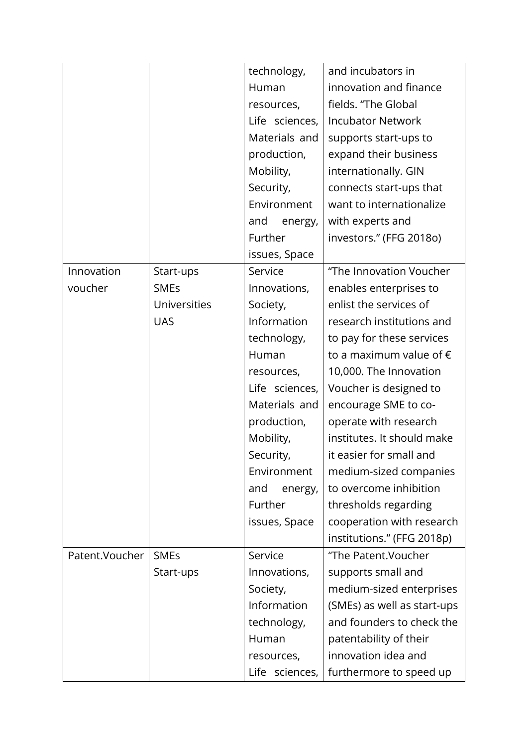| | | | |
|---|---|---|---|
| | | technology, Human resources, Life sciences, Materials and production, Mobility, Security, Environment and energy, Further issues, Space | and incubators in innovation and finance fields. "The Global Incubator Network supports start-ups to expand their business internationally. GIN connects start-ups that want to internationalize with experts and investors." (FFG 2018o) |
| Innovation voucher | Start-ups SMEs Universities UAS | Service Innovations, Society, Information technology, Human resources, Life sciences, Materials and production, Mobility, Security, Environment and energy, Further issues, Space | "The Innovation Voucher enables enterprises to enlist the services of research institutions and to pay for these services to a maximum value of € 10,000. The Innovation Voucher is designed to encourage SME to co-operate with research institutes. It should make it easier for small and medium-sized companies to overcome inhibition thresholds regarding cooperation with research institutions." (FFG 2018p) |
| Patent.Voucher | SMEs Start-ups | Service Innovations, Society, Information technology, Human resources, Life sciences, | "The Patent.Voucher supports small and medium-sized enterprises (SMEs) as well as start-ups and founders to check the patentability of their innovation idea and furthermore to speed up |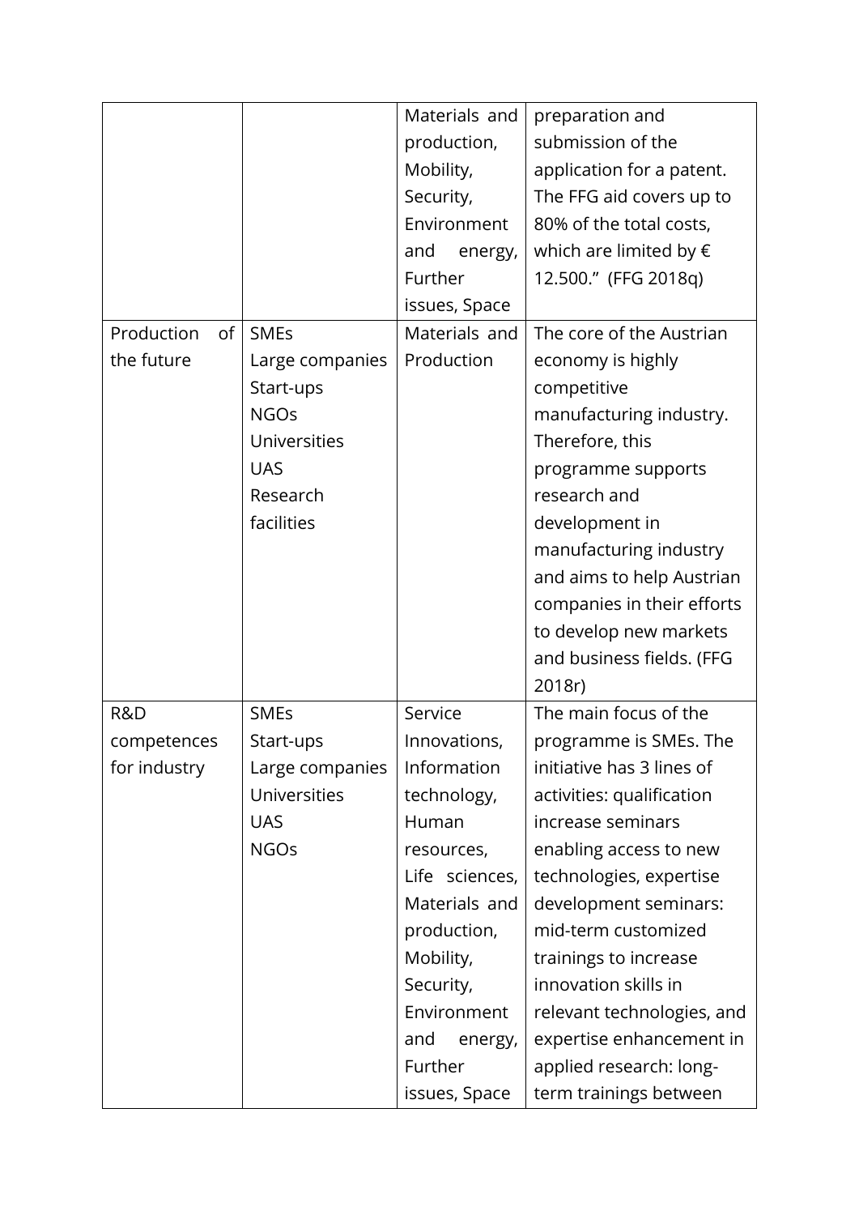| | | | |
|---|---|---|---|
| | | Materials and production, Mobility, Security, Environment and energy, Further issues, Space | preparation and submission of the application for a patent. The FFG aid covers up to 80% of the total costs, which are limited by € 12.500.” (FFG 2018q) |
| Production of the future | SMEs Large companies Start-ups NGOs Universities UAS Research facilities | Materials and Production | The core of the Austrian economy is highly competitive manufacturing industry. Therefore, this programme supports research and development in manufacturing industry and aims to help Austrian companies in their efforts to develop new markets and business fields. (FFG 2018r) |
| R&D competences for industry | SMEs Start-ups Large companies Universities UAS NGOs | Service Innovations, Information technology, Human resources, Life sciences, Materials and production, Mobility, Security, Environment and energy, Further issues, Space | The main focus of the programme is SMEs. The initiative has 3 lines of activities: qualification increase seminars enabling access to new technologies, expertise development seminars: mid-term customized trainings to increase innovation skills in relevant technologies, and expertise enhancement in applied research: long-term trainings between |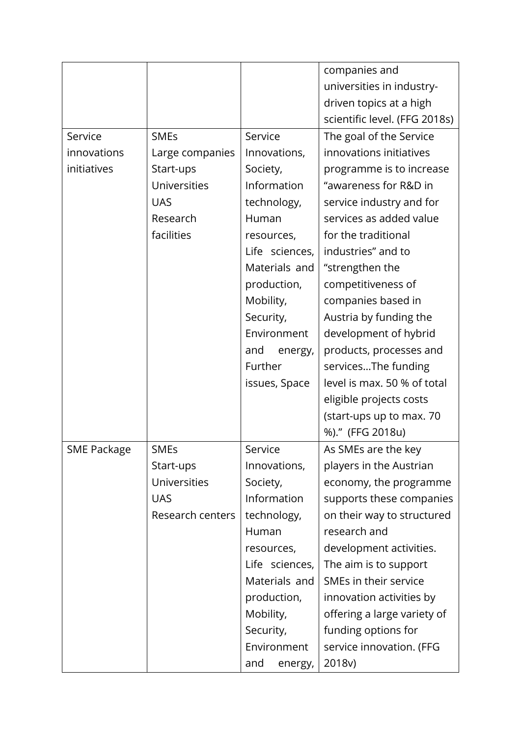| | | | |
|---|---|---|---|
| | | | companies and universities in industry-driven topics at a high scientific level. (FFG 2018s) |
| Service innovations initiatives | SMEs<br>Large companies<br>Start-ups<br>Universities<br>UAS<br>Research facilities | Service Innovations, Society, Information technology, Human resources, Life sciences, Materials and production, Mobility, Security, Environment and energy, Further issues, Space | The goal of the Service innovations initiatives programme is to increase "awareness for R&D in service industry and for services as added value for the traditional industries" and to "strengthen the competitiveness of companies based in Austria by funding the development of hybrid products, processes and services…The funding level is max. 50 % of total eligible projects costs (start-ups up to max. 70 %)." (FFG 2018u) |
| SME Package | SMEs<br>Start-ups<br>Universities<br>UAS<br>Research centers | Service Innovations, Society, Information technology, Human resources, Life sciences, Materials and production, Mobility, Security, Environment and energy, | As SMEs are the key players in the Austrian economy, the programme supports these companies on their way to structured research and development activities. The aim is to support SMEs in their service innovation activities by offering a large variety of funding options for service innovation. (FFG 2018v) |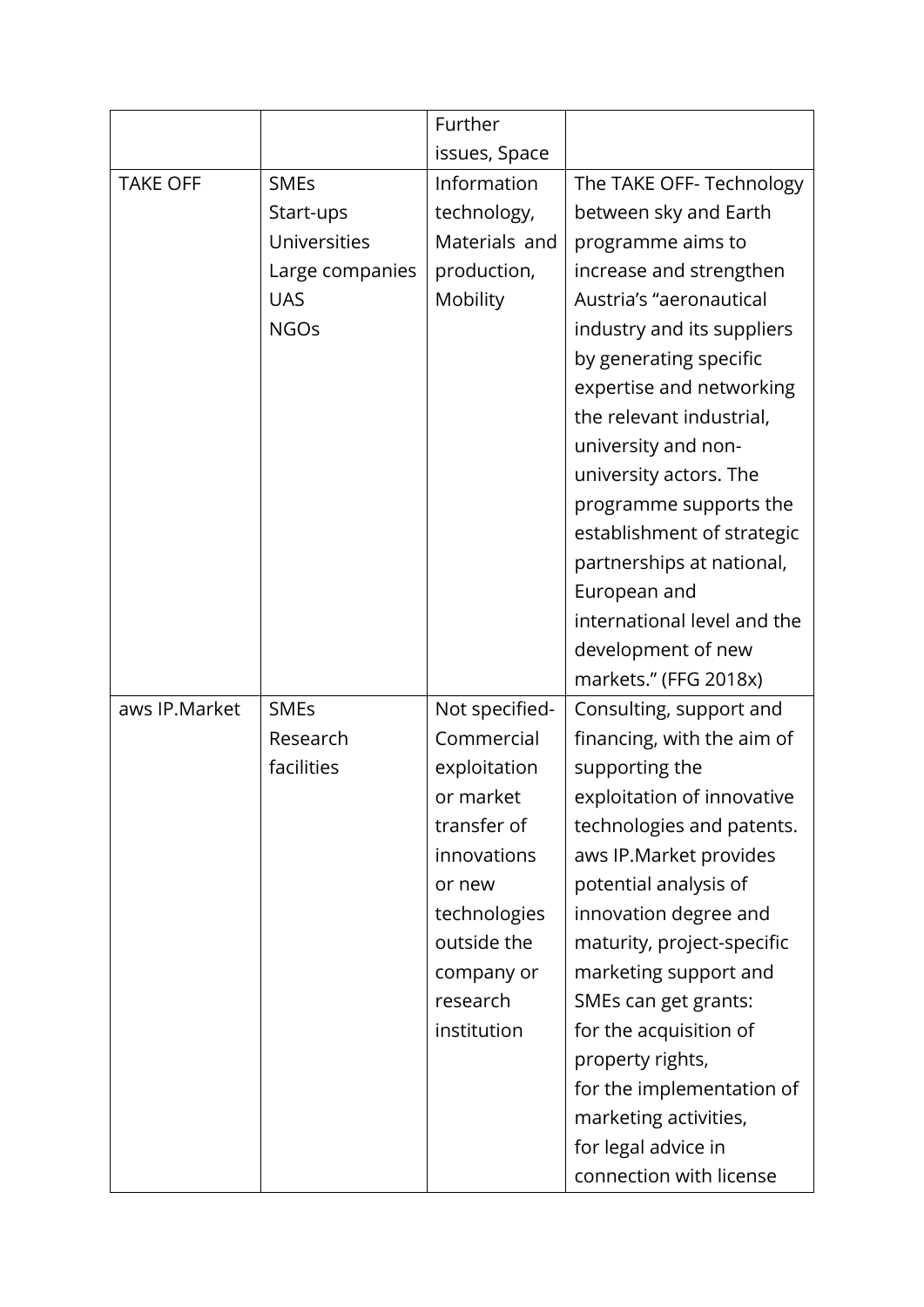| | | Further issues, Space | |
|---|---|---|---|
| TAKE OFF | SMEs<br>Start-ups<br>Universities<br>Large companies<br>UAS<br>NGOs | Information technology, Materials and production, Mobility | The TAKE OFF- Technology between sky and Earth programme aims to increase and strengthen Austria's "aeronautical industry and its suppliers by generating specific expertise and networking the relevant industrial, university and non-university actors. The programme supports the establishment of strategic partnerships at national, European and international level and the development of new markets." (FFG 2018x) |
| aws IP.Market | SMEs<br>Research facilities | Not specified- Commercial exploitation or market transfer of innovations or new technologies outside the company or research institution | Consulting, support and financing, with the aim of supporting the exploitation of innovative technologies and patents. aws IP.Market provides potential analysis of innovation degree and maturity, project-specific marketing support and SMEs can get grants:<br>for the acquisition of property rights,<br>for the implementation of marketing activities,<br>for legal advice in connection with license |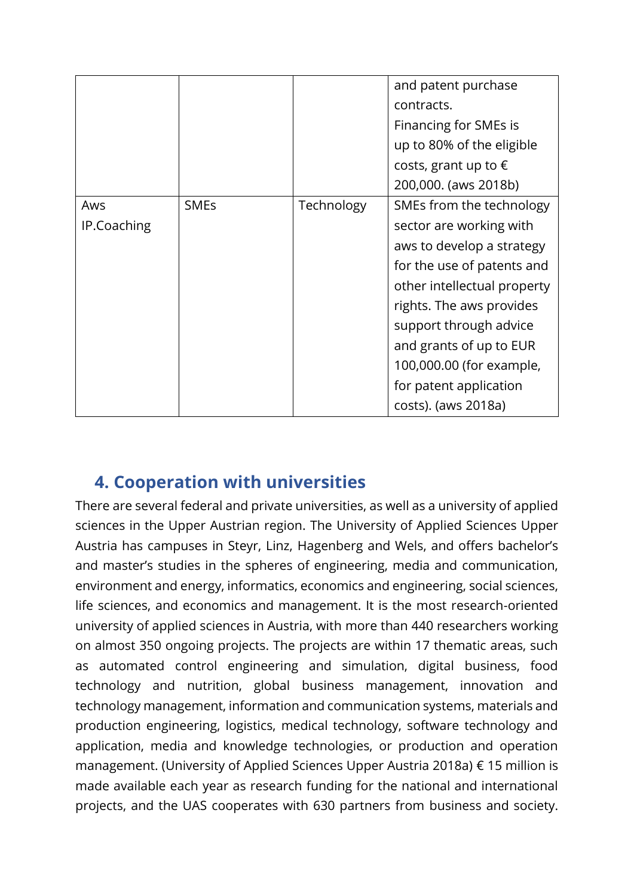| | | | and patent purchase contracts. Financing for SMEs is up to 80% of the eligible costs, grant up to € 200,000. (aws 2018b) |
|---|---|---|---|
| Aws IP.Coaching | SMEs | Technology | SMEs from the technology sector are working with aws to develop a strategy for the use of patents and other intellectual property rights. The aws provides support through advice and grants of up to EUR 100,000.00 (for example, for patent application costs). (aws 2018a) |

## 4. Cooperation with universities

There are several federal and private universities, as well as a university of applied sciences in the Upper Austrian region. The University of Applied Sciences Upper Austria has campuses in Steyr, Linz, Hagenberg and Wels, and offers bachelor's and master's studies in the spheres of engineering, media and communication, environment and energy, informatics, economics and engineering, social sciences, life sciences, and economics and management. It is the most research-oriented university of applied sciences in Austria, with more than 440 researchers working on almost 350 ongoing projects. The projects are within 17 thematic areas, such as automated control engineering and simulation, digital business, food technology and nutrition, global business management, innovation and technology management, information and communication systems, materials and production engineering, logistics, medical technology, software technology and application, media and knowledge technologies, or production and operation management. (University of Applied Sciences Upper Austria 2018a) € 15 million is made available each year as research funding for the national and international projects, and the UAS cooperates with 630 partners from business and society.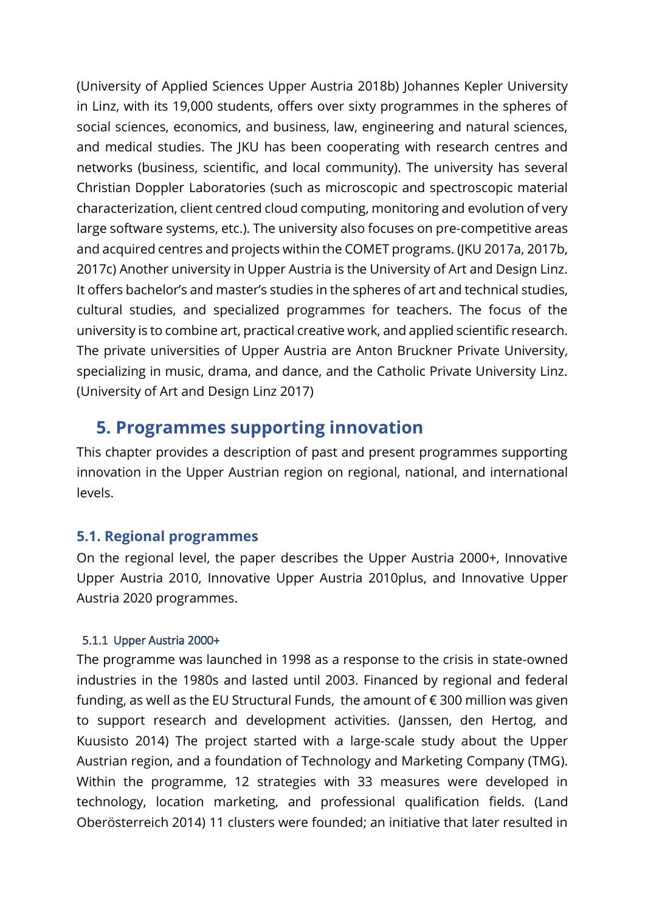(University of Applied Sciences Upper Austria 2018b) Johannes Kepler University in Linz, with its 19,000 students, offers over sixty programmes in the spheres of social sciences, economics, and business, law, engineering and natural sciences, and medical studies. The JKU has been cooperating with research centres and networks (business, scientific, and local community). The university has several Christian Doppler Laboratories (such as microscopic and spectroscopic material characterization, client centred cloud computing, monitoring and evolution of very large software systems, etc.). The university also focuses on pre-competitive areas and acquired centres and projects within the COMET programs. (JKU 2017a, 2017b, 2017c) Another university in Upper Austria is the University of Art and Design Linz. It offers bachelor's and master's studies in the spheres of art and technical studies, cultural studies, and specialized programmes for teachers. The focus of the university is to combine art, practical creative work, and applied scientific research. The private universities of Upper Austria are Anton Bruckner Private University, specializing in music, drama, and dance, and the Catholic Private University Linz. (University of Art and Design Linz 2017)

## 5. Programmes supporting innovation

This chapter provides a description of past and present programmes supporting innovation in the Upper Austrian region on regional, national, and international levels.

### 5.1. Regional programmes

On the regional level, the paper describes the Upper Austria 2000+, Innovative Upper Austria 2010, Innovative Upper Austria 2010plus, and Innovative Upper Austria 2020 programmes.

#### 5.1.1 Upper Austria 2000+

The programme was launched in 1998 as a response to the crisis in state-owned industries in the 1980s and lasted until 2003. Financed by regional and federal funding, as well as the EU Structural Funds, the amount of € 300 million was given to support research and development activities. (Janssen, den Hertog, and Kuusisto 2014) The project started with a large-scale study about the Upper Austrian region, and a foundation of Technology and Marketing Company (TMG). Within the programme, 12 strategies with 33 measures were developed in technology, location marketing, and professional qualification fields. (Land Oberösterreich 2014) 11 clusters were founded; an initiative that later resulted in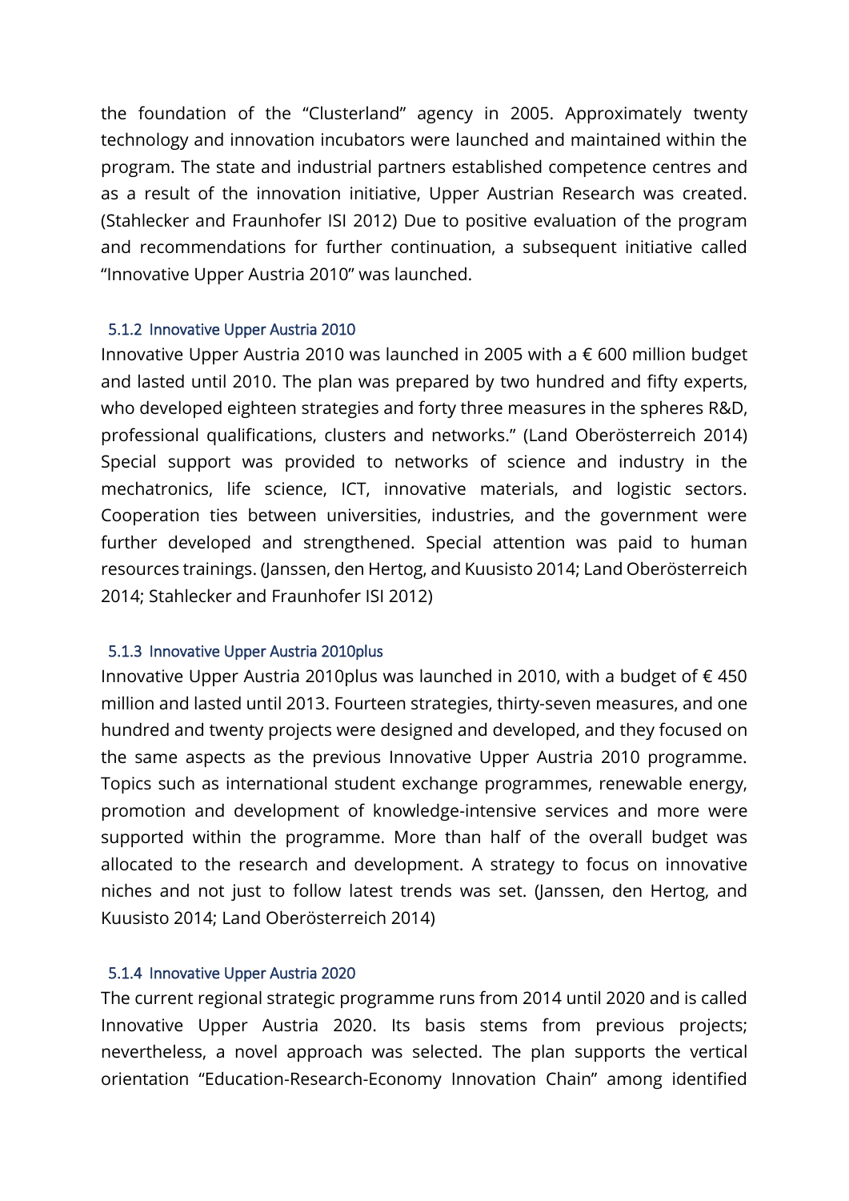the foundation of the "Clusterland" agency in 2005. Approximately twenty technology and innovation incubators were launched and maintained within the program. The state and industrial partners established competence centres and as a result of the innovation initiative, Upper Austrian Research was created. (Stahlecker and Fraunhofer ISI 2012) Due to positive evaluation of the program and recommendations for further continuation, a subsequent initiative called "Innovative Upper Austria 2010" was launched.

### 5.1.2 Innovative Upper Austria 2010

Innovative Upper Austria 2010 was launched in 2005 with a € 600 million budget and lasted until 2010. The plan was prepared by two hundred and fifty experts, who developed eighteen strategies and forty three measures in the spheres R&D, professional qualifications, clusters and networks." (Land Oberösterreich 2014) Special support was provided to networks of science and industry in the mechatronics, life science, ICT, innovative materials, and logistic sectors. Cooperation ties between universities, industries, and the government were further developed and strengthened. Special attention was paid to human resources trainings. (Janssen, den Hertog, and Kuusisto 2014; Land Oberösterreich 2014; Stahlecker and Fraunhofer ISI 2012)

### 5.1.3 Innovative Upper Austria 2010plus

Innovative Upper Austria 2010plus was launched in 2010, with a budget of € 450 million and lasted until 2013. Fourteen strategies, thirty-seven measures, and one hundred and twenty projects were designed and developed, and they focused on the same aspects as the previous Innovative Upper Austria 2010 programme. Topics such as international student exchange programmes, renewable energy, promotion and development of knowledge-intensive services and more were supported within the programme. More than half of the overall budget was allocated to the research and development. A strategy to focus on innovative niches and not just to follow latest trends was set. (Janssen, den Hertog, and Kuusisto 2014; Land Oberösterreich 2014)

### 5.1.4 Innovative Upper Austria 2020

The current regional strategic programme runs from 2014 until 2020 and is called Innovative Upper Austria 2020. Its basis stems from previous projects; nevertheless, a novel approach was selected. The plan supports the vertical orientation "Education-Research-Economy Innovation Chain" among identified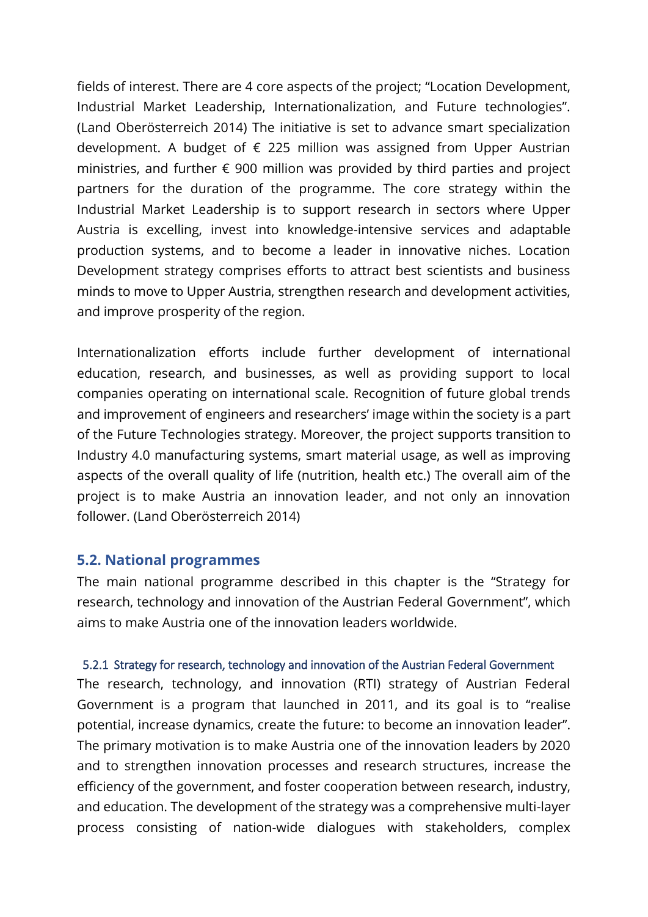fields of interest. There are 4 core aspects of the project; "Location Development, Industrial Market Leadership, Internationalization, and Future technologies". (Land Oberösterreich 2014) The initiative is set to advance smart specialization development. A budget of € 225 million was assigned from Upper Austrian ministries, and further € 900 million was provided by third parties and project partners for the duration of the programme. The core strategy within the Industrial Market Leadership is to support research in sectors where Upper Austria is excelling, invest into knowledge-intensive services and adaptable production systems, and to become a leader in innovative niches. Location Development strategy comprises efforts to attract best scientists and business minds to move to Upper Austria, strengthen research and development activities, and improve prosperity of the region.

Internationalization efforts include further development of international education, research, and businesses, as well as providing support to local companies operating on international scale. Recognition of future global trends and improvement of engineers and researchers' image within the society is a part of the Future Technologies strategy. Moreover, the project supports transition to Industry 4.0 manufacturing systems, smart material usage, as well as improving aspects of the overall quality of life (nutrition, health etc.) The overall aim of the project is to make Austria an innovation leader, and not only an innovation follower. (Land Oberösterreich 2014)

## 5.2. National programmes

The main national programme described in this chapter is the "Strategy for research, technology and innovation of the Austrian Federal Government", which aims to make Austria one of the innovation leaders worldwide.

### 5.2.1 Strategy for research, technology and innovation of the Austrian Federal Government

The research, technology, and innovation (RTI) strategy of Austrian Federal Government is a program that launched in 2011, and its goal is to "realise potential, increase dynamics, create the future: to become an innovation leader". The primary motivation is to make Austria one of the innovation leaders by 2020 and to strengthen innovation processes and research structures, increase the efficiency of the government, and foster cooperation between research, industry, and education. The development of the strategy was a comprehensive multi-layer process consisting of nation-wide dialogues with stakeholders, complex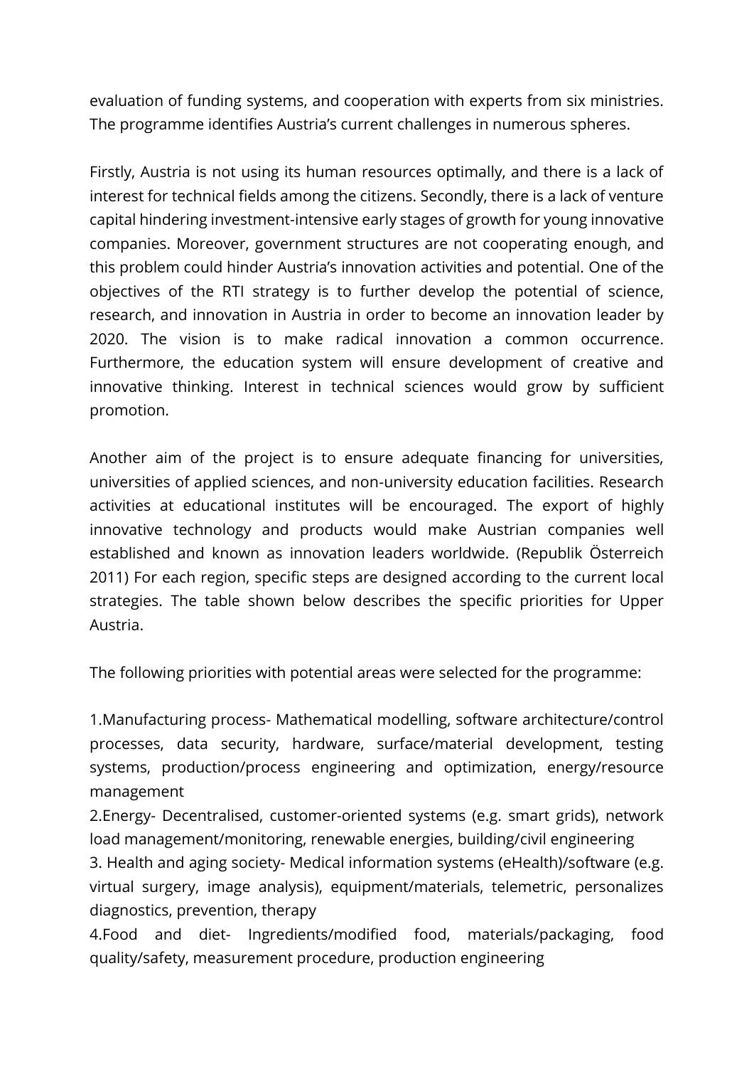evaluation of funding systems, and cooperation with experts from six ministries. The programme identifies Austria's current challenges in numerous spheres.

Firstly, Austria is not using its human resources optimally, and there is a lack of interest for technical fields among the citizens. Secondly, there is a lack of venture capital hindering investment-intensive early stages of growth for young innovative companies. Moreover, government structures are not cooperating enough, and this problem could hinder Austria's innovation activities and potential. One of the objectives of the RTI strategy is to further develop the potential of science, research, and innovation in Austria in order to become an innovation leader by 2020. The vision is to make radical innovation a common occurrence. Furthermore, the education system will ensure development of creative and innovative thinking. Interest in technical sciences would grow by sufficient promotion.

Another aim of the project is to ensure adequate financing for universities, universities of applied sciences, and non-university education facilities. Research activities at educational institutes will be encouraged. The export of highly innovative technology and products would make Austrian companies well established and known as innovation leaders worldwide. (Republik Österreich 2011) For each region, specific steps are designed according to the current local strategies. The table shown below describes the specific priorities for Upper Austria.

The following priorities with potential areas were selected for the programme:

1.Manufacturing process- Mathematical modelling, software architecture/control processes, data security, hardware, surface/material development, testing systems, production/process engineering and optimization, energy/resource management

2.Energy- Decentralised, customer-oriented systems (e.g. smart grids), network load management/monitoring, renewable energies, building/civil engineering

3. Health and aging society- Medical information systems (eHealth)/software (e.g. virtual surgery, image analysis), equipment/materials, telemetric, personalizes diagnostics, prevention, therapy

4.Food and diet- Ingredients/modified food, materials/packaging, food quality/safety, measurement procedure, production engineering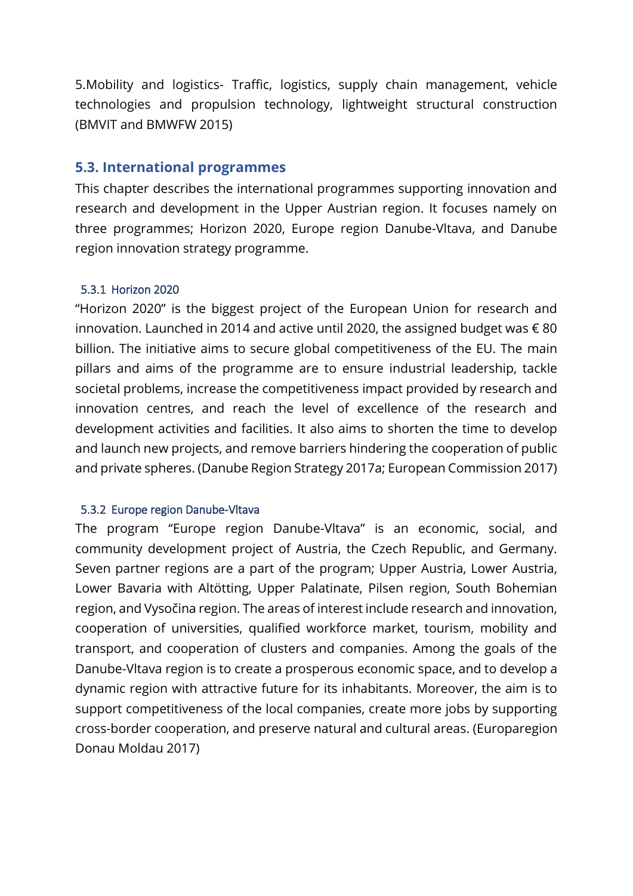5.Mobility and logistics- Traffic, logistics, supply chain management, vehicle technologies and propulsion technology, lightweight structural construction (BMVIT and BMWFW 2015)

## 5.3. International programmes

This chapter describes the international programmes supporting innovation and research and development in the Upper Austrian region. It focuses namely on three programmes; Horizon 2020, Europe region Danube-Vltava, and Danube region innovation strategy programme.

### 5.3.1 Horizon 2020

"Horizon 2020" is the biggest project of the European Union for research and innovation. Launched in 2014 and active until 2020, the assigned budget was € 80 billion. The initiative aims to secure global competitiveness of the EU. The main pillars and aims of the programme are to ensure industrial leadership, tackle societal problems, increase the competitiveness impact provided by research and innovation centres, and reach the level of excellence of the research and development activities and facilities. It also aims to shorten the time to develop and launch new projects, and remove barriers hindering the cooperation of public and private spheres. (Danube Region Strategy 2017a; European Commission 2017)

### 5.3.2 Europe region Danube-Vltava

The program "Europe region Danube-Vltava" is an economic, social, and community development project of Austria, the Czech Republic, and Germany. Seven partner regions are a part of the program; Upper Austria, Lower Austria, Lower Bavaria with Altötting, Upper Palatinate, Pilsen region, South Bohemian region, and Vysočina region. The areas of interest include research and innovation, cooperation of universities, qualified workforce market, tourism, mobility and transport, and cooperation of clusters and companies. Among the goals of the Danube-Vltava region is to create a prosperous economic space, and to develop a dynamic region with attractive future for its inhabitants. Moreover, the aim is to support competitiveness of the local companies, create more jobs by supporting cross-border cooperation, and preserve natural and cultural areas. (Europaregion Donau Moldau 2017)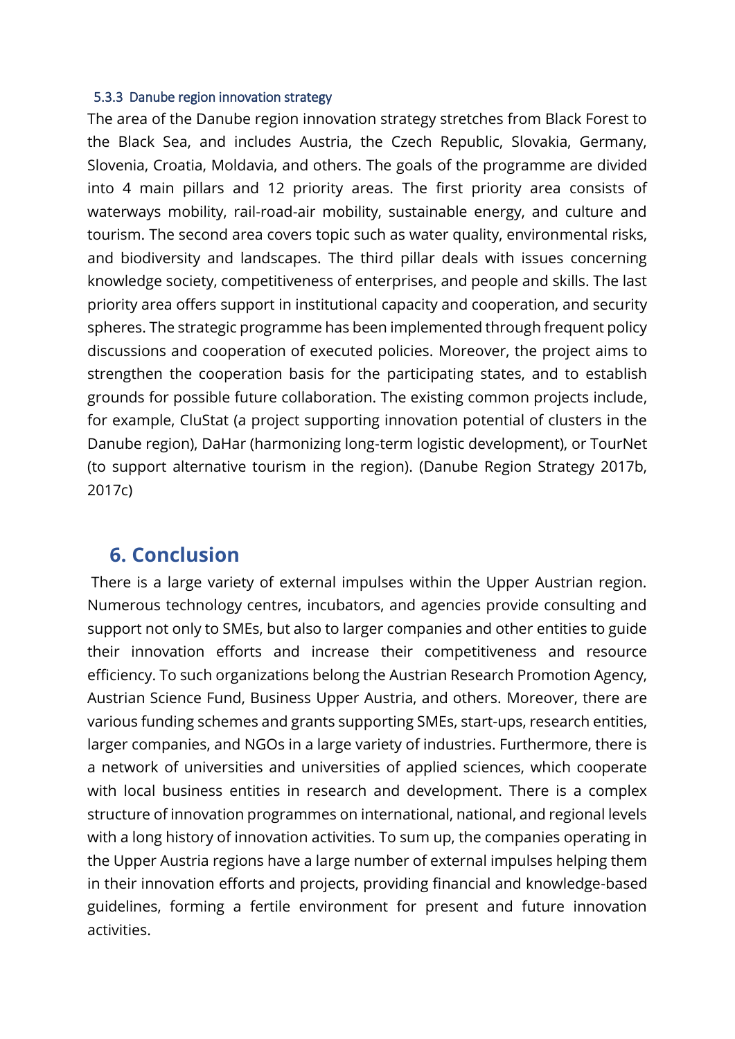### 5.3.3 Danube region innovation strategy

The area of the Danube region innovation strategy stretches from Black Forest to the Black Sea, and includes Austria, the Czech Republic, Slovakia, Germany, Slovenia, Croatia, Moldavia, and others. The goals of the programme are divided into 4 main pillars and 12 priority areas. The first priority area consists of waterways mobility, rail-road-air mobility, sustainable energy, and culture and tourism. The second area covers topic such as water quality, environmental risks, and biodiversity and landscapes. The third pillar deals with issues concerning knowledge society, competitiveness of enterprises, and people and skills. The last priority area offers support in institutional capacity and cooperation, and security spheres. The strategic programme has been implemented through frequent policy discussions and cooperation of executed policies. Moreover, the project aims to strengthen the cooperation basis for the participating states, and to establish grounds for possible future collaboration. The existing common projects include, for example, CluStat (a project supporting innovation potential of clusters in the Danube region), DaHar (harmonizing long-term logistic development), or TourNet (to support alternative tourism in the region). (Danube Region Strategy 2017b, 2017c)

# 6. Conclusion

There is a large variety of external impulses within the Upper Austrian region. Numerous technology centres, incubators, and agencies provide consulting and support not only to SMEs, but also to larger companies and other entities to guide their innovation efforts and increase their competitiveness and resource efficiency. To such organizations belong the Austrian Research Promotion Agency, Austrian Science Fund, Business Upper Austria, and others. Moreover, there are various funding schemes and grants supporting SMEs, start-ups, research entities, larger companies, and NGOs in a large variety of industries. Furthermore, there is a network of universities and universities of applied sciences, which cooperate with local business entities in research and development. There is a complex structure of innovation programmes on international, national, and regional levels with a long history of innovation activities. To sum up, the companies operating in the Upper Austria regions have a large number of external impulses helping them in their innovation efforts and projects, providing financial and knowledge-based guidelines, forming a fertile environment for present and future innovation activities.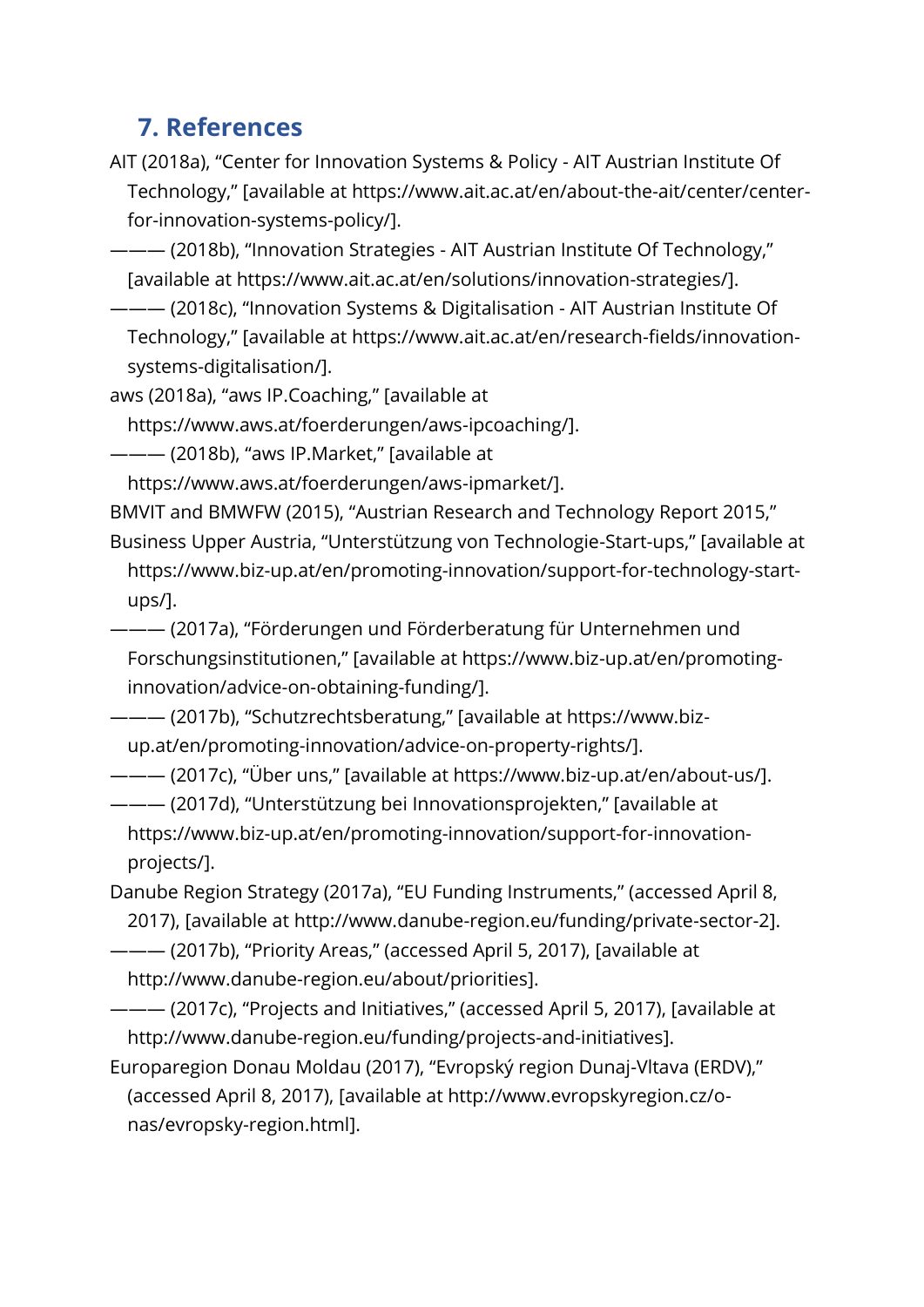## 7. References

AIT (2018a), "Center for Innovation Systems & Policy - AIT Austrian Institute Of Technology," [available at https://www.ait.ac.at/en/about-the-ait/center/center-for-innovation-systems-policy/].

——— (2018b), "Innovation Strategies - AIT Austrian Institute Of Technology," [available at https://www.ait.ac.at/en/solutions/innovation-strategies/].

——— (2018c), "Innovation Systems & Digitalisation - AIT Austrian Institute Of Technology," [available at https://www.ait.ac.at/en/research-fields/innovation-systems-digitalisation/].

aws (2018a), "aws IP.Coaching," [available at https://www.aws.at/foerderungen/aws-ipcoaching/].

——— (2018b), "aws IP.Market," [available at https://www.aws.at/foerderungen/aws-ipmarket/].

BMVIT and BMWFW (2015), "Austrian Research and Technology Report 2015,"

Business Upper Austria, "Unterstützung von Technologie-Start-ups," [available at https://www.biz-up.at/en/promoting-innovation/support-for-technology-start-ups/].

——— (2017a), "Förderungen und Förderberatung für Unternehmen und Forschungsinstitutionen," [available at https://www.biz-up.at/en/promoting-innovation/advice-on-obtaining-funding/].

——— (2017b), "Schutzrechtsberatung," [available at https://www.biz-up.at/en/promoting-innovation/advice-on-property-rights/].

——— (2017c), "Über uns," [available at https://www.biz-up.at/en/about-us/].

——— (2017d), "Unterstützung bei Innovationsprojekten," [available at https://www.biz-up.at/en/promoting-innovation/support-for-innovation-projects/].

Danube Region Strategy (2017a), "EU Funding Instruments," (accessed April 8, 2017), [available at http://www.danube-region.eu/funding/private-sector-2].

——— (2017b), "Priority Areas," (accessed April 5, 2017), [available at http://www.danube-region.eu/about/priorities].

——— (2017c), "Projects and Initiatives," (accessed April 5, 2017), [available at http://www.danube-region.eu/funding/projects-and-initiatives].

Europaregion Donau Moldau (2017), "Evropský region Dunaj-Vltava (ERDV)," (accessed April 8, 2017), [available at http://www.evropskyregion.cz/o-nas/evropsky-region.html].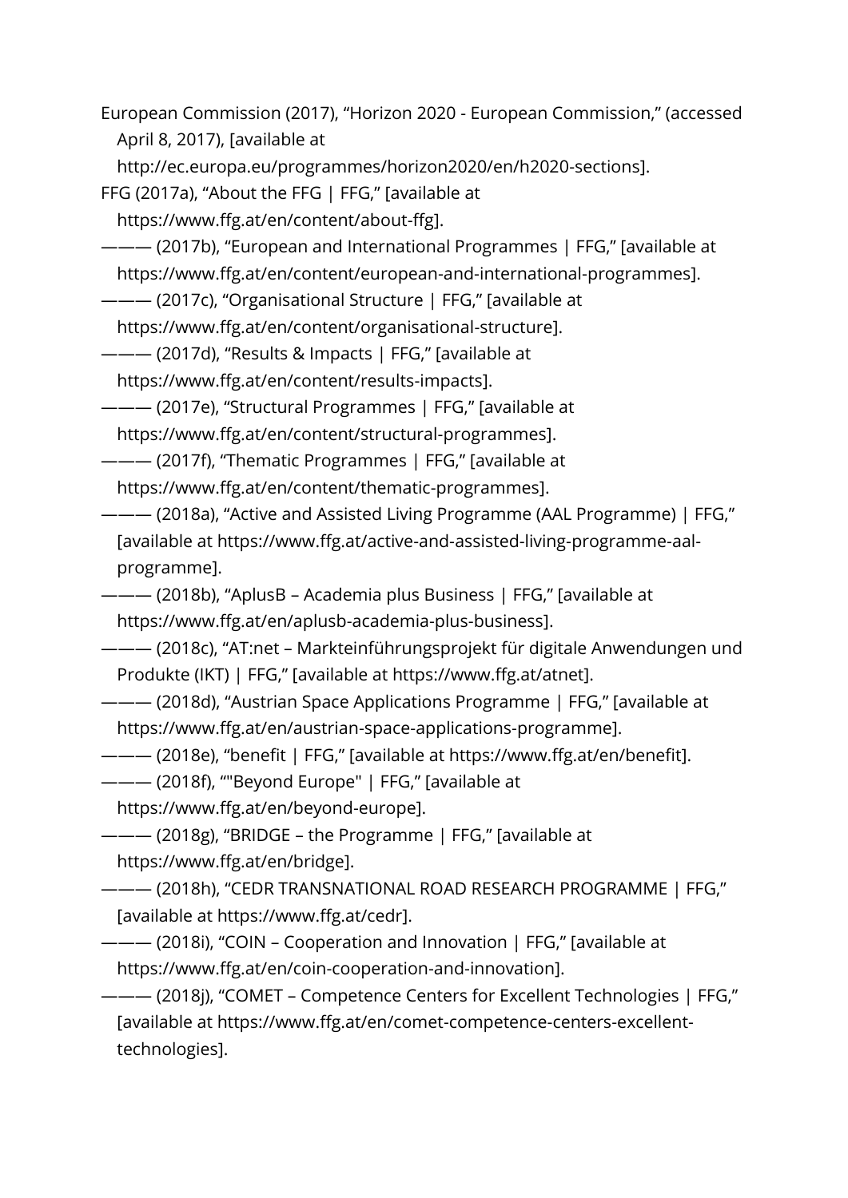European Commission (2017), “Horizon 2020 - European Commission,” (accessed April 8, 2017), [available at http://ec.europa.eu/programmes/horizon2020/en/h2020-sections].

FFG (2017a), “About the FFG | FFG,” [available at https://www.ffg.at/en/content/about-ffg].

——— (2017b), “European and International Programmes | FFG,” [available at https://www.ffg.at/en/content/european-and-international-programmes].

——— (2017c), “Organisational Structure | FFG,” [available at https://www.ffg.at/en/content/organisational-structure].

——— (2017d), “Results & Impacts | FFG,” [available at https://www.ffg.at/en/content/results-impacts].

——— (2017e), “Structural Programmes | FFG,” [available at https://www.ffg.at/en/content/structural-programmes].

——— (2017f), “Thematic Programmes | FFG,” [available at https://www.ffg.at/en/content/thematic-programmes].

——— (2018a), “Active and Assisted Living Programme (AAL Programme) | FFG,” [available at https://www.ffg.at/active-and-assisted-living-programme-aal-programme].

——— (2018b), “AplusB – Academia plus Business | FFG,” [available at https://www.ffg.at/en/aplusb-academia-plus-business].

——— (2018c), “AT:net – Markteinführungsprojekt für digitale Anwendungen und Produkte (IKT) | FFG,” [available at https://www.ffg.at/atnet].

——— (2018d), “Austrian Space Applications Programme | FFG,” [available at https://www.ffg.at/en/austrian-space-applications-programme].

——— (2018e), “benefit | FFG,” [available at https://www.ffg.at/en/benefit].

——— (2018f), “"Beyond Europe" | FFG,” [available at https://www.ffg.at/en/beyond-europe].

——— (2018g), “BRIDGE – the Programme | FFG,” [available at https://www.ffg.at/en/bridge].

——— (2018h), “CEDR TRANSNATIONAL ROAD RESEARCH PROGRAMME | FFG,” [available at https://www.ffg.at/cedr].

——— (2018i), “COIN – Cooperation and Innovation | FFG,” [available at https://www.ffg.at/en/coin-cooperation-and-innovation].

——— (2018j), “COMET – Competence Centers for Excellent Technologies | FFG,” [available at https://www.ffg.at/en/comet-competence-centers-excellent-technologies].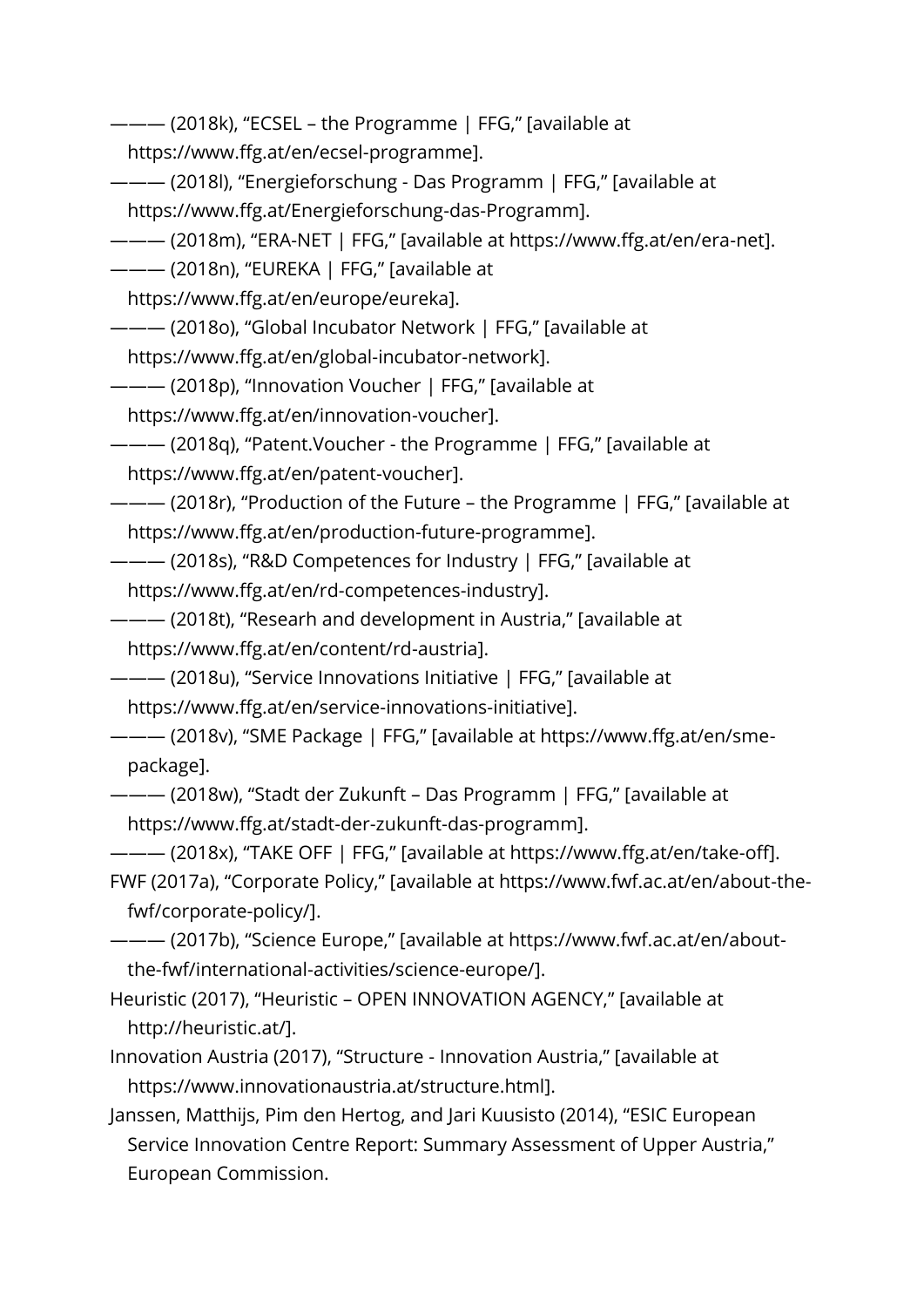——— (2018k), "ECSEL – the Programme | FFG," [available at https://www.ffg.at/en/ecsel-programme].

——— (2018l), "Energieforschung - Das Programm | FFG," [available at https://www.ffg.at/Energieforschung-das-Programm].

——— (2018m), "ERA-NET | FFG," [available at https://www.ffg.at/en/era-net].

——— (2018n), "EUREKA | FFG," [available at https://www.ffg.at/en/europe/eureka].

——— (2018o), "Global Incubator Network | FFG," [available at https://www.ffg.at/en/global-incubator-network].

——— (2018p), "Innovation Voucher | FFG," [available at https://www.ffg.at/en/innovation-voucher].

——— (2018q), "Patent.Voucher - the Programme | FFG," [available at https://www.ffg.at/en/patent-voucher].

——— (2018r), "Production of the Future – the Programme | FFG," [available at https://www.ffg.at/en/production-future-programme].

——— (2018s), "R&D Competences for Industry | FFG," [available at https://www.ffg.at/en/rd-competences-industry].

——— (2018t), "Researh and development in Austria," [available at https://www.ffg.at/en/content/rd-austria].

——— (2018u), "Service Innovations Initiative | FFG," [available at https://www.ffg.at/en/service-innovations-initiative].

——— (2018v), "SME Package | FFG," [available at https://www.ffg.at/en/sme-package].

——— (2018w), "Stadt der Zukunft – Das Programm | FFG," [available at https://www.ffg.at/stadt-der-zukunft-das-programm].

——— (2018x), "TAKE OFF | FFG," [available at https://www.ffg.at/en/take-off].

FWF (2017a), "Corporate Policy," [available at https://www.fwf.ac.at/en/about-the-fwf/corporate-policy/].

——— (2017b), "Science Europe," [available at https://www.fwf.ac.at/en/about-the-fwf/international-activities/science-europe/].

Heuristic (2017), "Heuristic – OPEN INNOVATION AGENCY," [available at http://heuristic.at/].

Innovation Austria (2017), "Structure - Innovation Austria," [available at https://www.innovationaustria.at/structure.html].

Janssen, Matthijs, Pim den Hertog, and Jari Kuusisto (2014), "ESIC European Service Innovation Centre Report: Summary Assessment of Upper Austria," European Commission.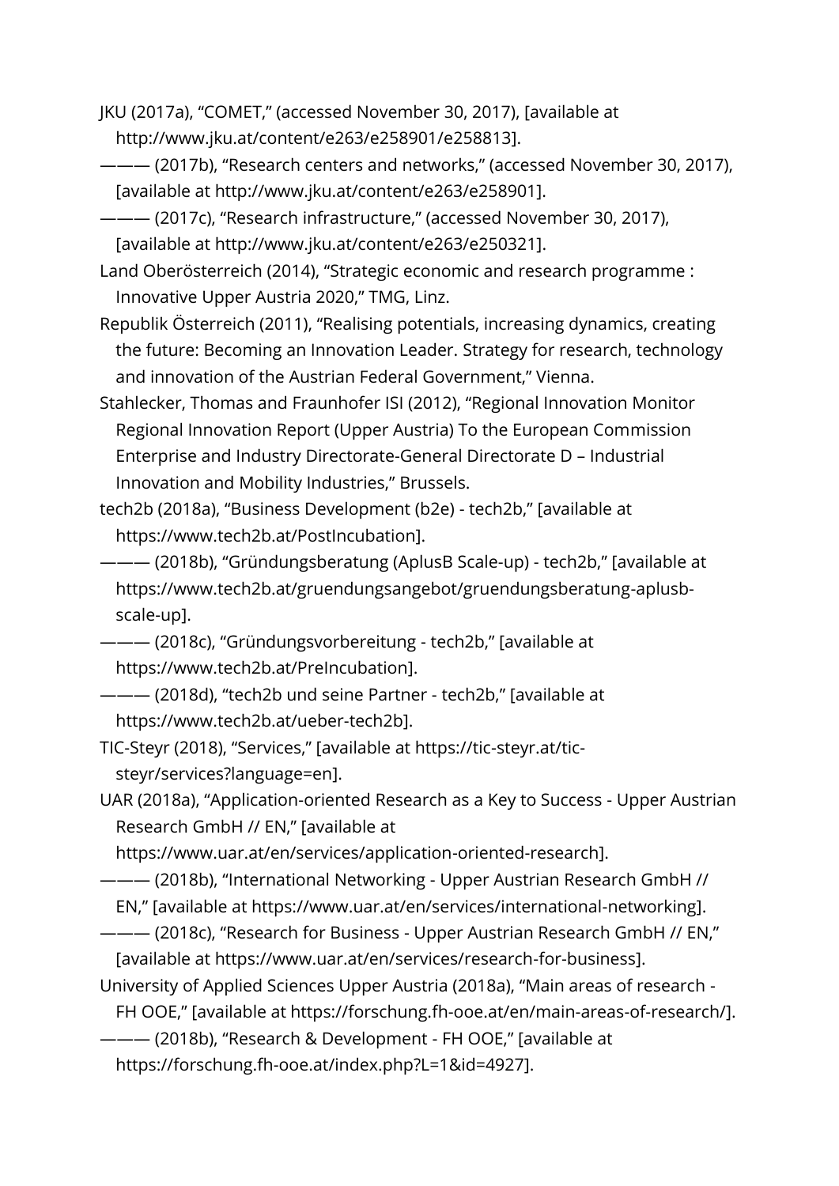JKU (2017a), “COMET,” (accessed November 30, 2017), [available at http://www.jku.at/content/e263/e258901/e258813].

——— (2017b), “Research centers and networks,” (accessed November 30, 2017), [available at http://www.jku.at/content/e263/e258901].

——— (2017c), “Research infrastructure,” (accessed November 30, 2017), [available at http://www.jku.at/content/e263/e250321].

Land Oberösterreich (2014), “Strategic economic and research programme : Innovative Upper Austria 2020,” TMG, Linz.

Republik Österreich (2011), “Realising potentials, increasing dynamics, creating the future: Becoming an Innovation Leader. Strategy for research, technology and innovation of the Austrian Federal Government,” Vienna.

Stahlecker, Thomas and Fraunhofer ISI (2012), “Regional Innovation Monitor Regional Innovation Report (Upper Austria) To the European Commission Enterprise and Industry Directorate-General Directorate D – Industrial Innovation and Mobility Industries,” Brussels.

tech2b (2018a), “Business Development (b2e) - tech2b,” [available at https://www.tech2b.at/PostIncubation].

——— (2018b), “Gründungsberatung (AplusB Scale-up) - tech2b,” [available at https://www.tech2b.at/gruendungsangebot/gruendungsberatung-aplusb-scale-up].

——— (2018c), “Gründungsvorbereitung - tech2b,” [available at https://www.tech2b.at/PreIncubation].

——— (2018d), “tech2b und seine Partner - tech2b,” [available at https://www.tech2b.at/ueber-tech2b].

TIC-Steyr (2018), “Services,” [available at https://tic-steyr.at/tic-steyr/services?language=en].

UAR (2018a), “Application-oriented Research as a Key to Success - Upper Austrian Research GmbH // EN,” [available at https://www.uar.at/en/services/application-oriented-research].

——— (2018b), “International Networking - Upper Austrian Research GmbH // EN,” [available at https://www.uar.at/en/services/international-networking].

——— (2018c), “Research for Business - Upper Austrian Research GmbH // EN,” [available at https://www.uar.at/en/services/research-for-business].

University of Applied Sciences Upper Austria (2018a), “Main areas of research - FH OOE,” [available at https://forschung.fh-ooe.at/en/main-areas-of-research/].

——— (2018b), “Research & Development - FH OOE,” [available at https://forschung.fh-ooe.at/index.php?L=1&id=4927].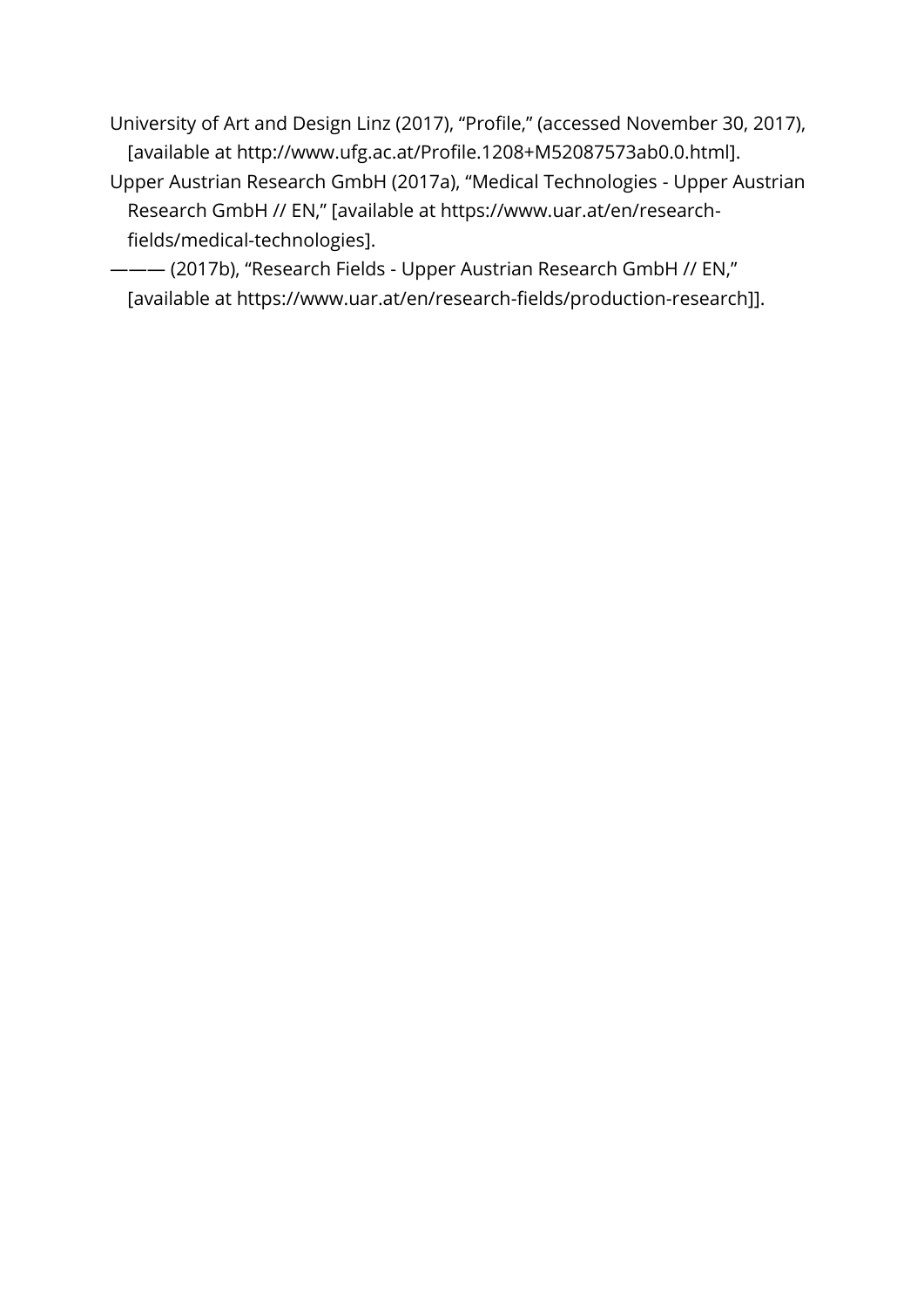University of Art and Design Linz (2017), “Profile,” (accessed November 30, 2017), [available at http://www.ufg.ac.at/Profile.1208+M52087573ab0.0.html].

Upper Austrian Research GmbH (2017a), “Medical Technologies - Upper Austrian Research GmbH // EN,” [available at https://www.uar.at/en/research-fields/medical-technologies].

——— (2017b), “Research Fields - Upper Austrian Research GmbH // EN,” [available at https://www.uar.at/en/research-fields/production-research]].